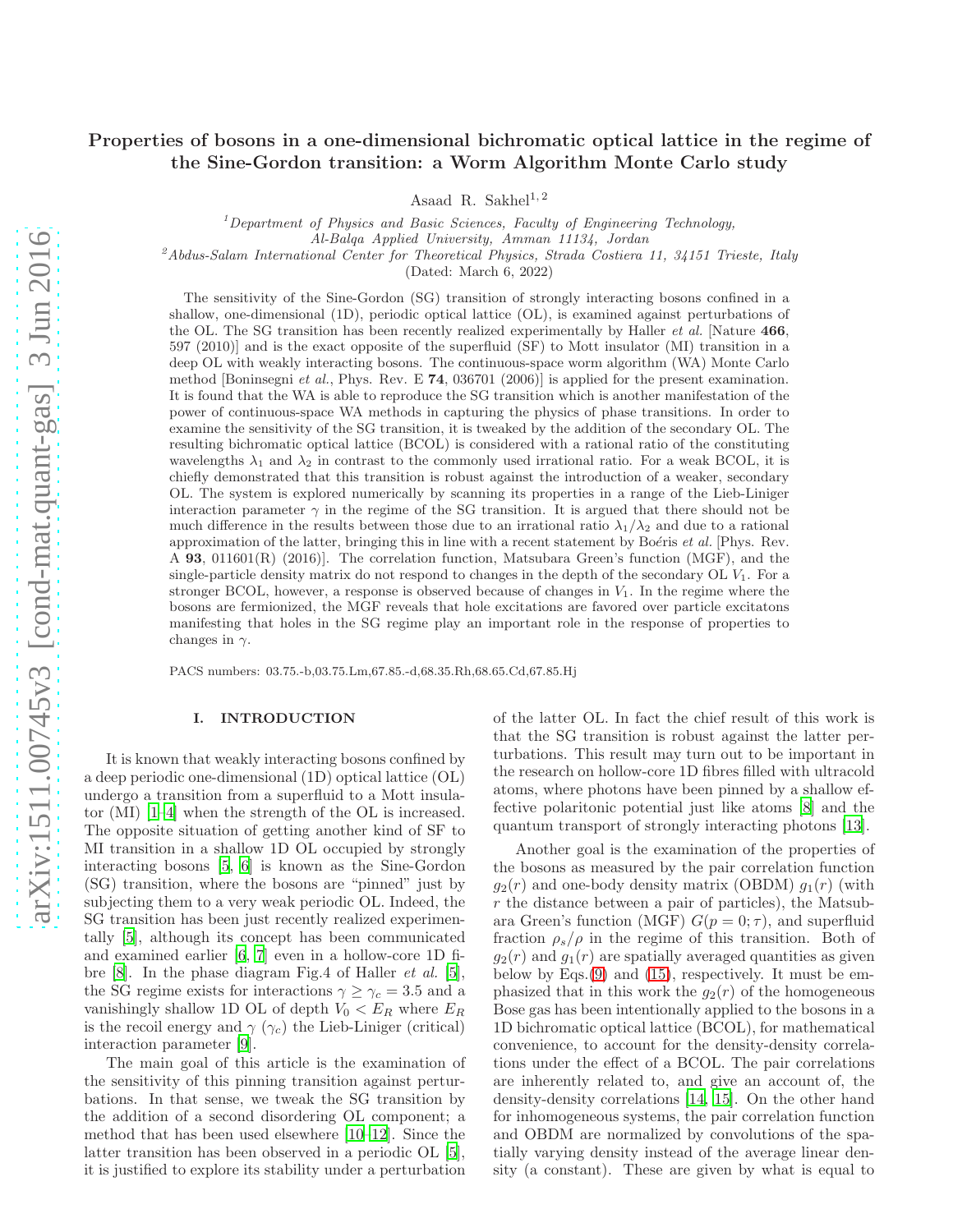# Properties of bosons in a one-dimensional bichromatic optical lattice in the regime of the Sine-Gordon transition: a Worm Algorithm Monte Carlo study

Asaad R. Sakhel[1,2]

[1]*Department of Physics and Basic Sciences, Faculty of Engineering Technology, Al-Balqa Applied University, Amman 11134, Jordan*

[2]*Abdus-Salam International Center for Theoretical Physics, Strada Costiera 11, 34151 Trieste, Italy*

(Dated: March 6, 2022)

The sensitivity of the Sine-Gordon (SG) transition of strongly interacting bosons confined in a shallow, one-dimensional (1D), periodic optical lattice (OL), is examined against perturbations of the OL. The SG transition has been recently realized experimentally by Haller *et al.* [Nature **466**, 597 (2010)] and is the exact opposite of the superfluid (SF) to Mott insulator (MI) transition in a deep OL with weakly interacting bosons. The continuous-space worm algorithm (WA) Monte Carlo method [Boninsegni *et al.*, Phys. Rev. E **74**, 036701 (2006)] is applied for the present examination. It is found that the WA is able to reproduce the SG transition which is another manifestation of the power of continuous-space WA methods in capturing the physics of phase transitions. In order to examine the sensitivity of the SG transition, it is tweaked by the addition of the secondary OL. The resulting bichromatic optical lattice (BCOL) is considered with a rational ratio of the constituting wavelengths $\lambda_1$ and $\lambda_2$ in contrast to the commonly used irrational ratio. For a weak BCOL, it is chiefly demonstrated that this transition is robust against the introduction of a weaker, secondary OL. The system is explored numerically by scanning its properties in a range of the Lieb-Liniger interaction parameter $\gamma$ in the regime of the SG transition. It is argued that there should not be much difference in the results between those due to an irrational ratio $\lambda_1/\lambda_2$ and due to a rational approximation of the latter, bringing this in line with a recent statement by Boéris *et al.* [Phys. Rev. A **93**, 011601(R) (2016)]. The correlation function, Matsubara Green's function (MGF), and the single-particle density matrix do not respond to changes in the depth of the secondary OL $V_1$. For a stronger BCOL, however, a response is observed because of changes in $V_1$. In the regime where the bosons are fermionized, the MGF reveals that hole excitations are favored over particle excitatons manifesting that holes in the SG regime play an important role in the response of properties to changes in $\gamma$.

PACS numbers: 03.75.-b,03.75.Lm,67.85.-d,68.35.Rh,68.65.Cd,67.85.Hj

## I. INTRODUCTION

It is known that weakly interacting bosons confined by a deep periodic one-dimensional (1D) optical lattice (OL) undergo a transition from a superfluid to a Mott insulator (MI) [1–4] when the strength of the OL is increased. The opposite situation of getting another kind of SF to MI transition in a shallow 1D OL occupied by strongly interacting bosons [5, 6] is known as the Sine-Gordon (SG) transition, where the bosons are "pinned" just by subjecting them to a very weak periodic OL. Indeed, the SG transition has been just recently realized experimentally [5], although its concept has been communicated and examined earlier [6, 7] even in a hollow-core 1D fibre [8]. In the phase diagram Fig.4 of Haller *et al.* [5], the SG regime exists for interactions $\gamma \geq \gamma_c = 3.5$ and a vanishingly shallow 1D OL of depth $V_0 < E_R$ where $E_R$ is the recoil energy and $\gamma$ ($\gamma_c$) the Lieb-Liniger (critical) interaction parameter [9].

The main goal of this article is the examination of the sensitivity of this pinning transition against perturbations. In that sense, we tweak the SG transition by the addition of a second disordering OL component; a method that has been used elsewhere [10–12]. Since the latter transition has been observed in a periodic OL [5], it is justified to explore its stability under a perturbation of the latter OL. In fact the chief result of this work is that the SG transition is robust against the latter perturbations. This result may turn out to be important in the research on hollow-core 1D fibres filled with ultracold atoms, where photons have been pinned by a shallow effective polaritonic potential just like atoms [8] and the quantum transport of strongly interacting photons [13].

Another goal is the examination of the properties of the bosons as measured by the pair correlation function $g_2(r)$ and one-body density matrix (OBDM) $g_1(r)$ (with $r$ the distance between a pair of particles), the Matsubara Green's function (MGF) $G(p = 0; \tau)$, and superfluid fraction $\rho_s/\rho$ in the regime of this transition. Both of $g_2(r)$ and $g_1(r)$ are spatially averaged quantities as given below by Eqs.(9) and (15), respectively. It must be emphasized that in this work the $g_2(r)$ of the homogeneous Bose gas has been intentionally applied to the bosons in a 1D bichromatic optical lattice (BCOL), for mathematical convenience, to account for the density-density correlations under the effect of a BCOL. The pair correlations are inherently related to, and give an account of, the density-density correlations [14, 15]. On the other hand for inhomogeneous systems, the pair correlation function and OBDM are normalized by convolutions of the spatially varying density instead of the average linear density (a constant). These are given by what is equal to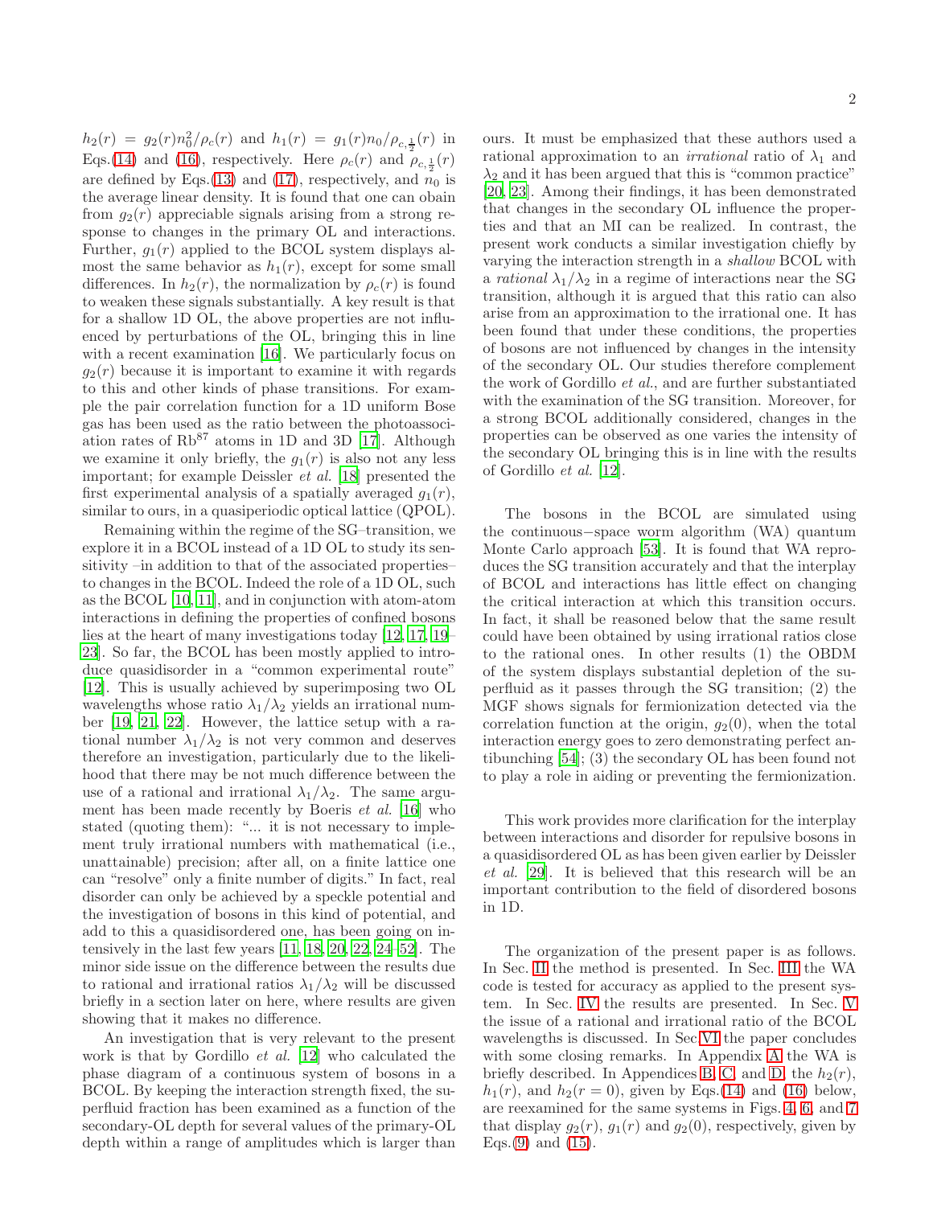$h_2(r) = g_2(r) n_0^2/\rho_c(r)$ and $h_1(r) = g_1(r) n_0/\rho_{c,\frac{1}{2}}(r)$ in Eqs.(14) and (16), respectively. Here $\rho_c(r)$ and $\rho_{c,\frac{1}{2}}(r)$ are defined by Eqs.(13) and (17), respectively, and $n_0$ is the average linear density. It is found that one can obain from $g_2(r)$ appreciable signals arising from a strong response to changes in the primary OL and interactions. Further, $g_1(r)$ applied to the BCOL system displays almost the same behavior as $h_1(r)$, except for some small differences. In $h_2(r)$, the normalization by $\rho_c(r)$ is found to weaken these signals substantially. A key result is that for a shallow 1D OL, the above properties are not influenced by perturbations of the OL, bringing this in line with a recent examination [16]. We particularly focus on $g_2(r)$ because it is important to examine it with regards to this and other kinds of phase transitions. For example the pair correlation function for a 1D uniform Bose gas has been used as the ratio between the photoassociation rates of $Rb^{87}$ atoms in 1D and 3D [17]. Although we examine it only briefly, the $g_1(r)$ is also not any less important; for example Deissler *et al.* [18] presented the first experimental analysis of a spatially averaged $g_1(r)$, similar to ours, in a quasiperiodic optical lattice (QPOL).

Remaining within the regime of the SG–transition, we explore it in a BCOL instead of a 1D OL to study its sensitivity –in addition to that of the associated properties– to changes in the BCOL. Indeed the role of a 1D OL, such as the BCOL [10,11], and in conjunction with atom-atom interactions in defining the properties of confined bosons lies at the heart of many investigations today [12, 17, 19–23]. So far, the BCOL has been mostly applied to introduce quasidisorder in a "common experimental route" [12]. This is usually achieved by superimposing two OL wavelengths whose ratio $\lambda_1/\lambda_2$ yields an irrational number [19, 21, 22]. However, the lattice setup with a rational number $\lambda_1/\lambda_2$ is not very common and deserves therefore an investigation, particularly due to the likelihood that there may be not much difference between the use of a rational and irrational $\lambda_1/\lambda_2$. The same argument has been made recently by Boeris *et al.* [16] who stated (quoting them): "... it is not necessary to implement truly irrational numbers with mathematical (i.e., unattainable) precision; after all, on a finite lattice one can "resolve" only a finite number of digits." In fact, real disorder can only be achieved by a speckle potential and the investigation of bosons in this kind of potential, and add to this a quasidisordered one, has been going on intensively in the last few years [11, 18, 20, 22, 24–52]. The minor side issue on the difference between the results due to rational and irrational ratios $\lambda_1/\lambda_2$ will be discussed briefly in a section later on here, where results are given showing that it makes no difference.

An investigation that is very relevant to the present work is that by Gordillo *et al.* [12] who calculated the phase diagram of a continuous system of bosons in a BCOL. By keeping the interaction strength fixed, the superfluid fraction has been examined as a function of the secondary-OL depth for several values of the primary-OL depth within a range of amplitudes which is larger than ours. It must be emphasized that these authors used a rational approximation to an *irrational* ratio of $\lambda_1$ and $\lambda_2$ and it has been argued that this is "common practice" [20, 23]. Among their findings, it has been demonstrated that changes in the secondary OL influence the properties and that an MI can be realized. In contrast, the present work conducts a similar investigation chiefly by varying the interaction strength in a *shallow* BCOL with a *rational* $\lambda_1/\lambda_2$ in a regime of interactions near the SG transition, although it is argued that this ratio can also arise from an approximation to the irrational one. It has been found that under these conditions, the properties of bosons are not influenced by changes in the intensity of the secondary OL. Our studies therefore complement the work of Gordillo *et al.*, and are further substantiated with the examination of the SG transition. Moreover, for a strong BCOL additionally considered, changes in the properties can be observed as one varies the intensity of the secondary OL bringing this is in line with the results of Gordillo *et al.* [12].

The bosons in the BCOL are simulated using the continuous−space worm algorithm (WA) quantum Monte Carlo approach [53]. It is found that WA reproduces the SG transition accurately and that the interplay of BCOL and interactions has little effect on changing the critical interaction at which this transition occurs. In fact, it shall be reasoned below that the same result could have been obtained by using irrational ratios close to the rational ones. In other results (1) the OBDM of the system displays substantial depletion of the superfluid as it passes through the SG transition; (2) the MGF shows signals for fermionization detected via the correlation function at the origin, $g_2(0)$, when the total interaction energy goes to zero demonstrating perfect antibunching [54]; (3) the secondary OL has been found not to play a role in aiding or preventing the fermionization.

This work provides more clarification for the interplay between interactions and disorder for repulsive bosons in a quasidisordered OL as has been given earlier by Deissler *et al.* [29]. It is believed that this research will be an important contribution to the field of disordered bosons in 1D.

The organization of the present paper is as follows. In Sec. II the method is presented. In Sec. III the WA code is tested for accuracy as applied to the present system. In Sec. IV the results are presented. In Sec. V the issue of a rational and irrational ratio of the BCOL wavelengths is discussed. In Sec VI the paper concludes with some closing remarks. In Appendix A the WA is briefly described. In Appendices B, C, and D, the $h_2(r)$, $h_1(r)$, and $h_2(r=0)$, given by Eqs.(14) and (16) below, are reexamined for the same systems in Figs. 4, 6, and 7 that display $g_2(r)$, $g_1(r)$ and $g_2(0)$, respectively, given by Eqs.(9) and (15).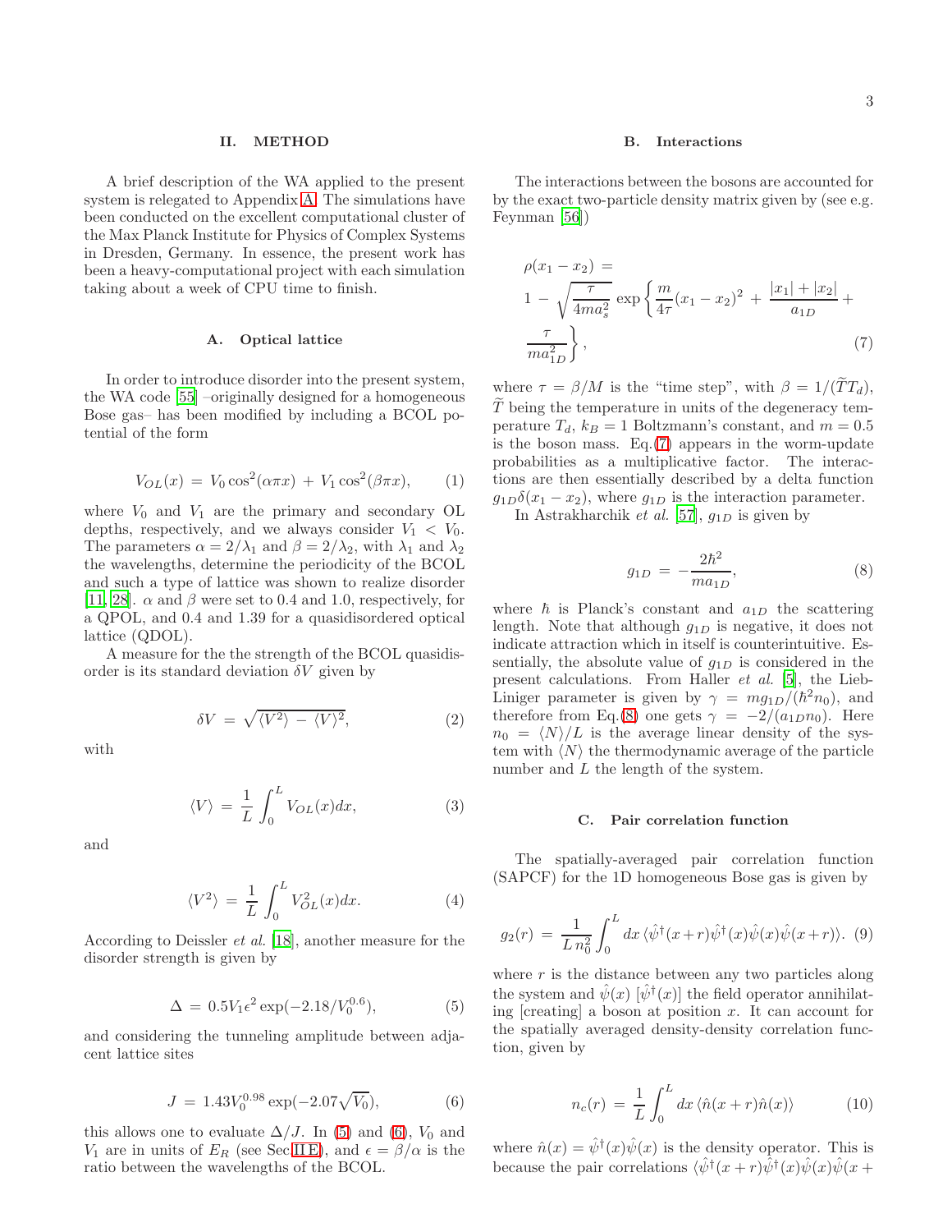## II. METHOD

A brief description of the WA applied to the present system is relegated to Appendix A. The simulations have been conducted on the excellent computational cluster of the Max Planck Institute for Physics of Complex Systems in Dresden, Germany. In essence, the present work has been a heavy-computational project with each simulation taking about a week of CPU time to finish.

### A. Optical lattice

In order to introduce disorder into the present system, the WA code [55] –originally designed for a homogeneous Bose gas– has been modified by including a BCOL potential of the form

$$V_{OL}(x) \,=\, V_0 \cos^2(\alpha\pi x) \,+\, V_1 \cos^2(\beta\pi x), \tag{1}$$

where $V_0$ and $V_1$ are the primary and secondary OL depths, respectively, and we always consider $V_1 < V_0$. The parameters $\alpha = 2/\lambda_1$ and $\beta = 2/\lambda_2$, with $\lambda_1$ and $\lambda_2$ the wavelengths, determine the periodicity of the BCOL and such a type of lattice was shown to realize disorder [11, 28]. $\alpha$ and $\beta$ were set to 0.4 and 1.0, respectively, for a QPOL, and 0.4 and 1.39 for a quasidisordered optical lattice (QDOL).

A measure for the the strength of the BCOL quasidisorder is its standard deviation $\delta V$ given by

$$\delta V \,=\, \sqrt{\langle V^2\rangle \,-\, \langle V\rangle^2}, \tag{2}$$

with

$$\langle V\rangle \,=\, \frac{1}{L}\int_0^L V_{OL}(x)dx, \tag{3}$$

and

$$\langle V^2\rangle \,=\, \frac{1}{L}\int_0^L V_{OL}^2(x)dx. \tag{4}$$

According to Deissler *et al.* [18], another measure for the disorder strength is given by

$$\Delta \,=\, 0.5V_1\epsilon^2 \exp(-2.18/V_0^{0.6}), \tag{5}$$

and considering the tunneling amplitude between adjacent lattice sites

$$J \,=\, 1.43V_0^{0.98} \exp(-2.07\sqrt{V_0}), \tag{6}$$

this allows one to evaluate $\Delta/J$. In (5) and (6), $V_0$ and $V_1$ are in units of $E_R$ (see Sec.II E), and $\epsilon = \beta/\alpha$ is the ratio between the wavelengths of the BCOL.

### B. Interactions

The interactions between the bosons are accounted for by the exact two-particle density matrix given by (see e.g. Feynman [56])

$$\rho(x_1 - x_2) \,=\, 1 \,-\, \sqrt{\frac{\tau}{4ma_s^2}}\,\exp\left\{\frac{m}{4\tau}(x_1-x_2)^2 \,+\, \frac{|x_1|+|x_2|}{a_{1D}} \,+\, \frac{\tau}{ma_{1D}^2}\right\}, \tag{7}$$

where $\tau = \beta/M$ is the "time step", with $\beta = 1/(\widetilde{T}T_d)$, $\widetilde{T}$ being the temperature in units of the degeneracy temperature $T_d$, $k_B = 1$ Boltzmann's constant, and $m = 0.5$ is the boson mass. Eq.(7) appears in the worm-update probabilities as a multiplicative factor. The interactions are then essentially described by a delta function $g_{1D}\delta(x_1 - x_2)$, where $g_{1D}$ is the interaction parameter.

In Astrakharchik *et al.* [57], $g_{1D}$ is given by

$$g_{1D} \,=\, -\frac{2\hbar^2}{ma_{1D}}, \tag{8}$$

where $\hbar$ is Planck's constant and $a_{1D}$ the scattering length. Note that although $g_{1D}$ is negative, it does not indicate attraction which in itself is counterintuitive. Essentially, the absolute value of $g_{1D}$ is considered in the present calculations. From Haller *et al.* [5], the Lieb-Liniger parameter is given by $\gamma = mg_{1D}/(\hbar^2 n_0)$, and therefore from Eq.(8) one gets $\gamma = -2/(a_{1D}n_0)$. Here $n_0 = \langle N\rangle/L$ is the average linear density of the system with $\langle N\rangle$ the thermodynamic average of the particle number and $L$ the length of the system.

### C. Pair correlation function

The spatially-averaged pair correlation function (SAPCF) for the 1D homogeneous Bose gas is given by

$$g_2(r) \,=\, \frac{1}{L\,n_0^2}\int_0^L dx\,\langle\hat{\psi}^\dagger(x+r)\hat{\psi}^\dagger(x)\hat{\psi}(x)\hat{\psi}(x+r)\rangle. \tag{9}$$

where $r$ is the distance between any two particles along the system and $\hat{\psi}(x)$ [$\hat{\psi}^\dagger(x)$] the field operator annihilating [creating] a boson at position $x$. It can account for the spatially averaged density-density correlation function, given by

$$n_c(r) \,=\, \frac{1}{L}\int_0^L dx\,\langle\hat{n}(x+r)\hat{n}(x)\rangle \tag{10}$$

where $\hat{n}(x) = \hat{\psi}^\dagger(x)\hat{\psi}(x)$ is the density operator. This is because the pair correlations $\langle\hat{\psi}^\dagger(x+r)\hat{\psi}^\dagger(x)\hat{\psi}(x)\hat{\psi}(x+$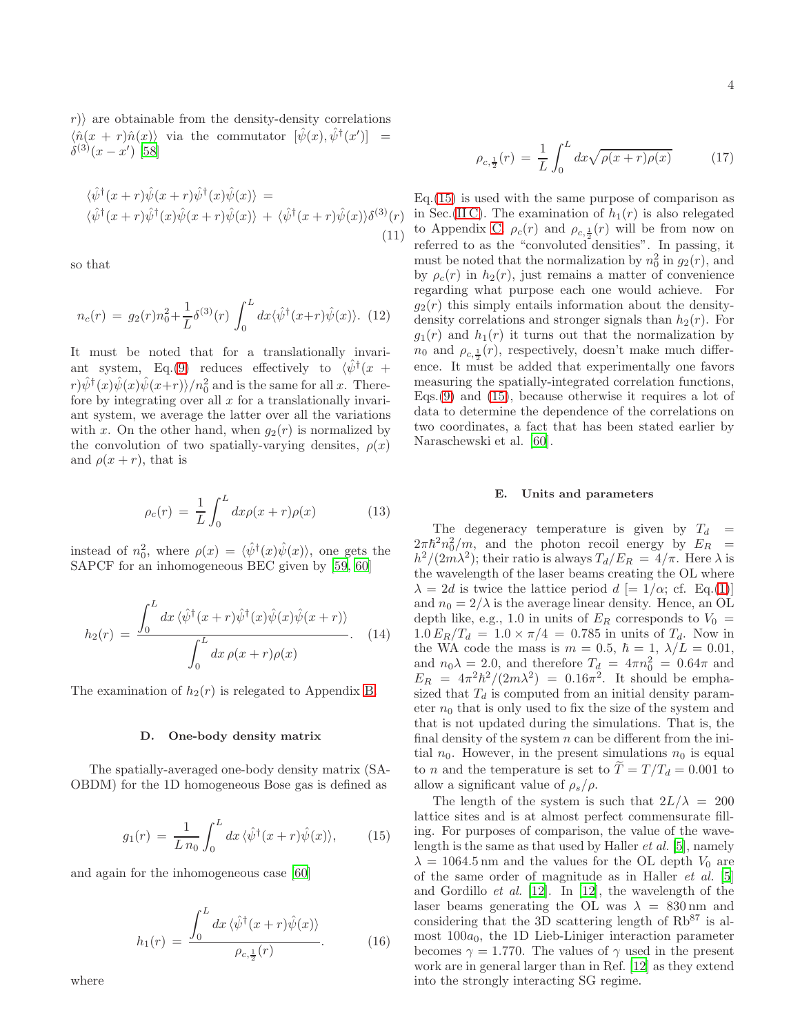$r)\rangle$ are obtainable from the density-density correlations $\langle \hat{n}(x+r)\hat{n}(x)\rangle$ via the commutator $[\hat{\psi}(x), \hat{\psi}^\dagger(x')] = \delta^{(3)}(x-x')$ [58]

$$
\langle \hat{\psi}^\dagger(x+r)\hat{\psi}(x+r)\hat{\psi}^\dagger(x)\hat{\psi}(x)\rangle = \\
\langle \hat{\psi}^\dagger(x+r)\hat{\psi}^\dagger(x)\hat{\psi}(x+r)\hat{\psi}(x)\rangle + \langle \hat{\psi}^\dagger(x+r)\hat{\psi}(x)\rangle \delta^{(3)}(r) \quad (11)
$$

so that

$$
n_c(r) = g_2(r) n_0^2 + \frac{1}{L}\delta^{(3)}(r)\int_0^L dx \langle \hat{\psi}^\dagger(x+r)\hat{\psi}(x)\rangle. \quad (12)
$$

It must be noted that for a translationally invariant system, Eq.(9) reduces effectively to $\langle \hat{\psi}^\dagger(x+r)\hat{\psi}^\dagger(x)\hat{\psi}(x)\hat{\psi}(x+r)\rangle/n_0^2$ and is the same for all $x$. Therefore by integrating over all $x$ for a translationally invariant system, we average the latter over all the variations with $x$. On the other hand, when $g_2(r)$ is normalized by the convolution of two spatially-varying densites, $\rho(x)$ and $\rho(x+r)$, that is

$$
\rho_c(r) = \frac{1}{L}\int_0^L dx \rho(x+r)\rho(x) \quad (13)
$$

instead of $n_0^2$, where $\rho(x) = \langle \hat{\psi}^\dagger(x)\hat{\psi}(x)\rangle$, one gets the SAPCF for an inhomogeneous BEC given by [59, 60]

$$
h_2(r) = \frac{\displaystyle\int_0^L dx \, \langle \hat{\psi}^\dagger(x+r)\hat{\psi}^\dagger(x)\hat{\psi}(x)\hat{\psi}(x+r)\rangle}{\displaystyle\int_0^L dx \, \rho(x+r)\rho(x)}. \quad (14)
$$

The examination of $h_2(r)$ is relegated to Appendix B.

### D. One-body density matrix

The spatially-averaged one-body density matrix (SA-OBDM) for the 1D homogeneous Bose gas is defined as

$$
g_1(r) = \frac{1}{L\, n_0}\int_0^L dx \, \langle \hat{\psi}^\dagger(x+r)\hat{\psi}(x)\rangle, \quad (15)
$$

and again for the inhomogeneous case [60]

$$
h_1(r) = \frac{\displaystyle\int_0^L dx \, \langle \hat{\psi}^\dagger(x+r)\hat{\psi}(x)\rangle}{\rho_{c,\frac{1}{2}}(r)}. \quad (16)
$$

where

$$
\rho_{c,\frac{1}{2}}(r) = \frac{1}{L}\int_0^L dx \sqrt{\rho(x+r)\rho(x)} \quad (17)
$$

Eq.(15) is used with the same purpose of comparison as in Sec.(II C). The examination of $h_1(r)$ is also relegated to Appendix C. $\rho_c(r)$ and $\rho_{c,\frac{1}{2}}(r)$ will be from now on referred to as the "convoluted densities". In passing, it must be noted that the normalization by $n_0^2$ in $g_2(r)$, and by $\rho_c(r)$ in $h_2(r)$, just remains a matter of convenience regarding what purpose each one would achieve. For $g_2(r)$ this simply entails information about the density-density correlations and stronger signals than $h_2(r)$. For $g_1(r)$ and $h_1(r)$ it turns out that the normalization by $n_0$ and $\rho_{c,\frac{1}{2}}(r)$, respectively, doesn't make much difference. It must be added that experimentally one favors measuring the spatially-integrated correlation functions, Eqs.(9) and (15), because otherwise it requires a lot of data to determine the dependence of the correlations on two coordinates, a fact that has been stated earlier by Naraschewski et al. [60].

### E. Units and parameters

The degeneracy temperature is given by $T_d = 2\pi\hbar^2 n_0^2/m$, and the photon recoil energy by $E_R = h^2/(2m\lambda^2)$; their ratio is always $T_d/E_R = 4/\pi$. Here $\lambda$ is the wavelength of the laser beams creating the OL along which $\lambda = 2d$ is twice the lattice period $d$ [$= 1/\alpha$; cf. Eq.(1)] and $n_0 = 2/\lambda$ is the average linear density. Hence, an OL depth like, e.g., 1.0 in units of $E_R$ corresponds to $V_0 = 1.0\, E_R/T_d = 1.0 \times \pi/4 = 0.785$ in units of $T_d$. Now in the WA code the mass is $m = 0.5$, $\hbar = 1$, $\lambda/L = 0.01$, and $n_0\lambda = 2.0$, and therefore $T_d = 4\pi n_0^2 = 0.64\pi$ and $E_R = 4\pi^2\hbar^2/(2m\lambda^2) = 0.16\pi^2$. It should be emphasized that $T_d$ is computed from an initial density parameter $n_0$ that is only used to fix the size of the system and that is not updated during the simulations. That is, the final density of the system $n$ can be different from the initial $n_0$. However, in the present simulations $n_0$ is equal to $n$ and the temperature is set to $\widetilde{T} = T/T_d = 0.001$ to allow a significant value of $\rho_s/\rho$.

The length of the system is such that $2L/\lambda = 200$ lattice sites and is at almost perfect commensurate filling. For purposes of comparison, the value of the wavelength is the same as that used by Haller *et al.* [5], namely $\lambda = 1064.5\,\mathrm{nm}$ and the values for the OL depth $V_0$ are of the same order of magnitude as in Haller *et al.* [5] and Gordillo *et al.* [12]. In [12], the wavelength of the laser beams generating the OL was $\lambda = 830\,\mathrm{nm}$ and considering that the 3D scattering length of $\mathrm{Rb}^{87}$ is almost $100a_0$, the 1D Lieb-Liniger interaction parameter becomes $\gamma = 1.770$. The values of $\gamma$ used in the present work are in general larger than in Ref. [12] as they extend into the strongly interacting SG regime.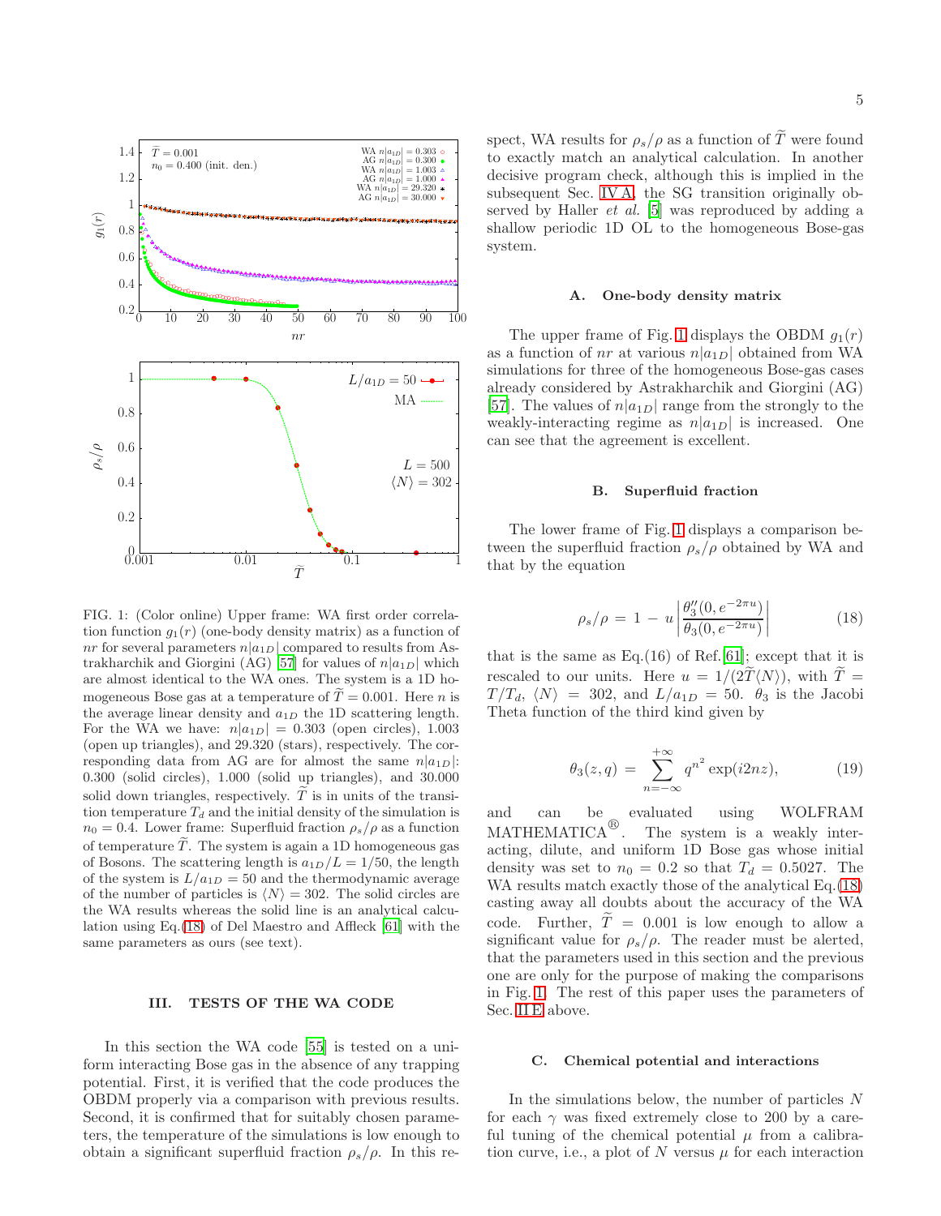FIG. 1: (Color online) Upper frame: WA first order correlation function $g_1(r)$ (one-body density matrix) as a function of $nr$ for several parameters $n|a_{1D}|$ compared to results from Astrakharchik and Giorgini (AG) [57] for values of $n|a_{1D}|$ which are almost identical to the WA ones. The system is a 1D homogeneous Bose gas at a temperature of $\widetilde{T} = 0.001$. Here $n$ is the average linear density and $a_{1D}$ the 1D scattering length. For the WA we have: $n|a_{1D}| = 0.303$ (open circles), 1.003 (open up triangles), and 29.320 (stars), respectively. The corresponding data from AG are for almost the same $n|a_{1D}|$: 0.300 (solid circles), 1.000 (solid up triangles), and 30.000 solid down triangles, respectively. $\widetilde{T}$ is in units of the transition temperature $T_d$ and the initial density of the simulation is $n_0 = 0.4$. Lower frame: Superfluid fraction $\rho_s/\rho$ as a function of temperature $\widetilde{T}$. The system is again a 1D homogeneous gas of Bosons. The scattering length is $a_{1D}/L = 1/50$, the length of the system is $L/a_{1D} = 50$ and the thermodynamic average of the number of particles is $\langle N \rangle = 302$. The solid circles are the WA results whereas the solid line is an analytical calculation using Eq.(18) of Del Maestro and Affleck [61] with the same parameters as ours (see text).

## III. TESTS OF THE WA CODE

In this section the WA code [55] is tested on a uniform interacting Bose gas in the absence of any trapping potential. First, it is verified that the code produces the OBDM properly via a comparison with previous results. Second, it is confirmed that for suitably chosen parameters, the temperature of the simulations is low enough to obtain a significant superfluid fraction $\rho_s/\rho$. In this respect, WA results for $\rho_s/\rho$ as a function of $\widetilde{T}$ were found to exactly match an analytical calculation. In another decisive program check, although this is implied in the subsequent Sec. IV A, the SG transition originally observed by Haller *et al.* [5] was reproduced by adding a shallow periodic 1D OL to the homogeneous Bose-gas system.

### A. One-body density matrix

The upper frame of Fig. 1 displays the OBDM $g_1(r)$ as a function of $nr$ at various $n|a_{1D}|$ obtained from WA simulations for three of the homogeneous Bose-gas cases already considered by Astrakharchik and Giorgini (AG) [57]. The values of $n|a_{1D}|$ range from the strongly to the weakly-interacting regime as $n|a_{1D}|$ is increased. One can see that the agreement is excellent.

### B. Superfluid fraction

The lower frame of Fig. 1 displays a comparison between the superfluid fraction $\rho_s/\rho$ obtained by WA and that by the equation

$$\rho_s/\rho \,=\, 1 \,-\, u \left| \frac{\theta_3''(0, e^{-2\pi u})}{\theta_3(0, e^{-2\pi u})} \right| \tag{18}$$

that is the same as Eq.(16) of Ref.[61]; except that it is rescaled to our units. Here $u = 1/(2\widetilde{T}\langle N \rangle)$, with $\widetilde{T} = T/T_d$, $\langle N \rangle = 302$, and $L/a_{1D} = 50$. $\theta_3$ is the Jacobi Theta function of the third kind given by

$$\theta_3(z, q) \,=\, \sum_{n=-\infty}^{+\infty} q^{n^2} \exp(i2nz), \tag{19}$$

and can be evaluated using WOLFRAM MATHEMATICA®. The system is a weakly interacting, dilute, and uniform 1D Bose gas whose initial density was set to $n_0 = 0.2$ so that $T_d = 0.5027$. The WA results match exactly those of the analytical Eq.(18) casting away all doubts about the accuracy of the WA code. Further, $\widetilde{T} = 0.001$ is low enough to allow a significant value for $\rho_s/\rho$. The reader must be alerted, that the parameters used in this section and the previous one are only for the purpose of making the comparisons in Fig. 1. The rest of this paper uses the parameters of Sec. II E above.

### C. Chemical potential and interactions

In the simulations below, the number of particles $N$ for each $\gamma$ was fixed extremely close to 200 by a careful tuning of the chemical potential $\mu$ from a calibration curve, i.e., a plot of $N$ versus $\mu$ for each interaction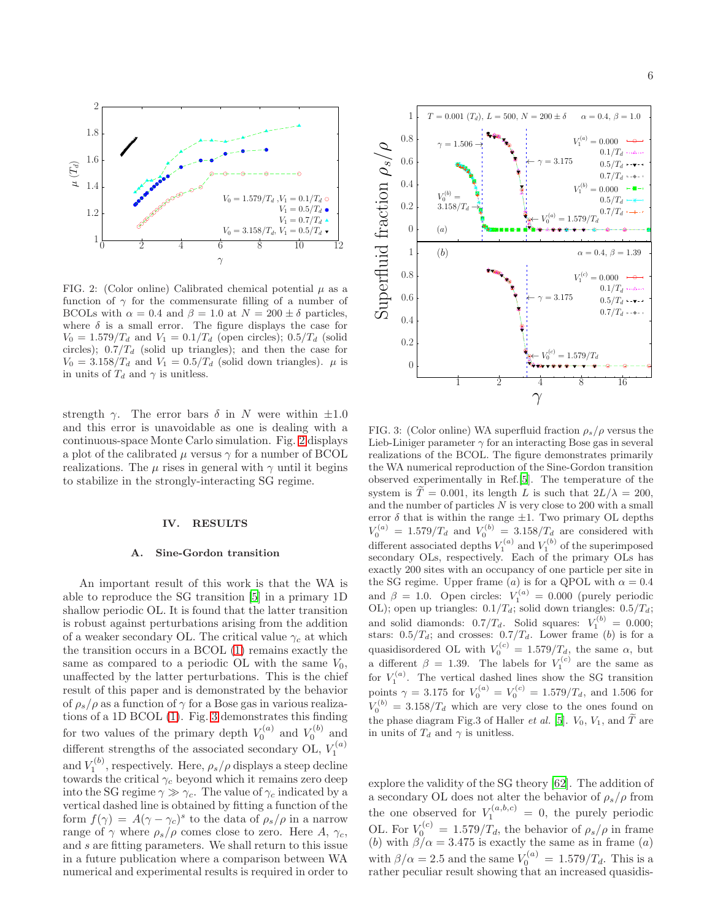FIG. 2: (Color online) Calibrated chemical potential $\mu$ as a function of $\gamma$ for the commensurate filling of a number of BCOLs with $\alpha = 0.4$ and $\beta = 1.0$ at $N = 200 \pm \delta$ particles, where $\delta$ is a small error. The figure displays the case for $V_0 = 1.579/T_d$ and $V_1 = 0.1/T_d$ (open circles); $0.5/T_d$ (solid circles); $0.7/T_d$ (solid up triangles); and then the case for $V_0 = 3.158/T_d$ and $V_1 = 0.5/T_d$ (solid down triangles). $\mu$ is in units of $T_d$ and $\gamma$ is unitless.

strength $\gamma$. The error bars $\delta$ in $N$ were within $\pm 1.0$ and this error is unavoidable as one is dealing with a continuous-space Monte Carlo simulation. Fig. 2 displays a plot of the calibrated $\mu$ versus $\gamma$ for a number of BCOL realizations. The $\mu$ rises in general with $\gamma$ until it begins to stabilize in the strongly-interacting SG regime.

## IV. RESULTS

### A. Sine-Gordon transition

An important result of this work is that the WA is able to reproduce the SG transition [5] in a primary 1D shallow periodic OL. It is found that the latter transition is robust against perturbations arising from the addition of a weaker secondary OL. The critical value $\gamma_c$ at which the transition occurs in a BCOL (1) remains exactly the same as compared to a periodic OL with the same $V_0$, unaffected by the latter perturbations. This is the chief result of this paper and is demonstrated by the behavior of $\rho_s/\rho$ as a function of $\gamma$ for a Bose gas in various realizations of a 1D BCOL (1). Fig. 3 demonstrates this finding for two values of the primary depth $V_0^{(a)}$ and $V_0^{(b)}$ and different strengths of the associated secondary OL, $V_1^{(a)}$ and $V_1^{(b)}$, respectively. Here, $\rho_s/\rho$ displays a steep decline towards the critical $\gamma_c$ beyond which it remains zero deep into the SG regime $\gamma \gg \gamma_c$. The value of $\gamma_c$ indicated by a vertical dashed line is obtained by fitting a function of the form $f(\gamma) = A(\gamma - \gamma_c)^s$ to the data of $\rho_s/\rho$ in a narrow range of $\gamma$ where $\rho_s/\rho$ comes close to zero. Here $A$, $\gamma_c$, and $s$ are fitting parameters. We shall return to this issue in a future publication where a comparison between WA numerical and experimental results is required in order to explore the validity of the SG theory [62]. The addition of a secondary OL does not alter the behavior of $\rho_s/\rho$ from the one observed for $V_1^{(a,b,c)} = 0$, the purely periodic OL. For $V_0^{(c)} = 1.579/T_d$, the behavior of $\rho_s/\rho$ in frame $(b)$ with $\beta/\alpha = 3.475$ is exactly the same as in frame $(a)$ with $\beta/\alpha = 2.5$ and the same $V_0^{(a)} = 1.579/T_d$. This is a rather peculiar result showing that an increased quasidis-

FIG. 3: (Color online) WA superfluid fraction $\rho_s/\rho$ versus the Lieb-Liniger parameter $\gamma$ for an interacting Bose gas in several realizations of the BCOL. The figure demonstrates primarily the WA numerical reproduction of the Sine-Gordon transition observed experimentally in Ref.[5]. The temperature of the system is $\widetilde{T} = 0.001$, its length $L$ is such that $2L/\lambda = 200$, and the number of particles $N$ is very close to 200 with a small error $\delta$ that is within the range $\pm 1$. Two primary OL depths $V_0^{(a)} = 1.579/T_d$ and $V_0^{(b)} = 3.158/T_d$ are considered with different associated depths $V_1^{(a)}$ and $V_1^{(b)}$ of the superimposed secondary OLs, respectively. Each of the primary OLs has exactly 200 sites with an occupancy of one particle per site in the SG regime. Upper frame $(a)$ is for a QPOL with $\alpha = 0.4$ and $\beta = 1.0$. Open circles: $V_1^{(a)} = 0.000$ (purely periodic OL); open up triangles: $0.1/T_d$; solid down triangles: $0.5/T_d$; and solid diamonds: $0.7/T_d$. Solid squares: $V_1^{(b)} = 0.000$; stars: $0.5/T_d$; and crosses: $0.7/T_d$. Lower frame $(b)$ is for a quasidisordered OL with $V_0^{(c)} = 1.579/T_d$, the same $\alpha$, but a different $\beta = 1.39$. The labels for $V_1^{(c)}$ are the same as for $V_1^{(a)}$. The vertical dashed lines show the SG transition points $\gamma = 3.175$ for $V_0^{(a)} = V_0^{(c)} = 1.579/T_d$, and 1.506 for $V_0^{(b)} = 3.158/T_d$ which are very close to the ones found on the phase diagram Fig.3 of Haller *et al.* [5]. $V_0$, $V_1$, and $\widetilde{T}$ are in units of $T_d$ and $\gamma$ is unitless.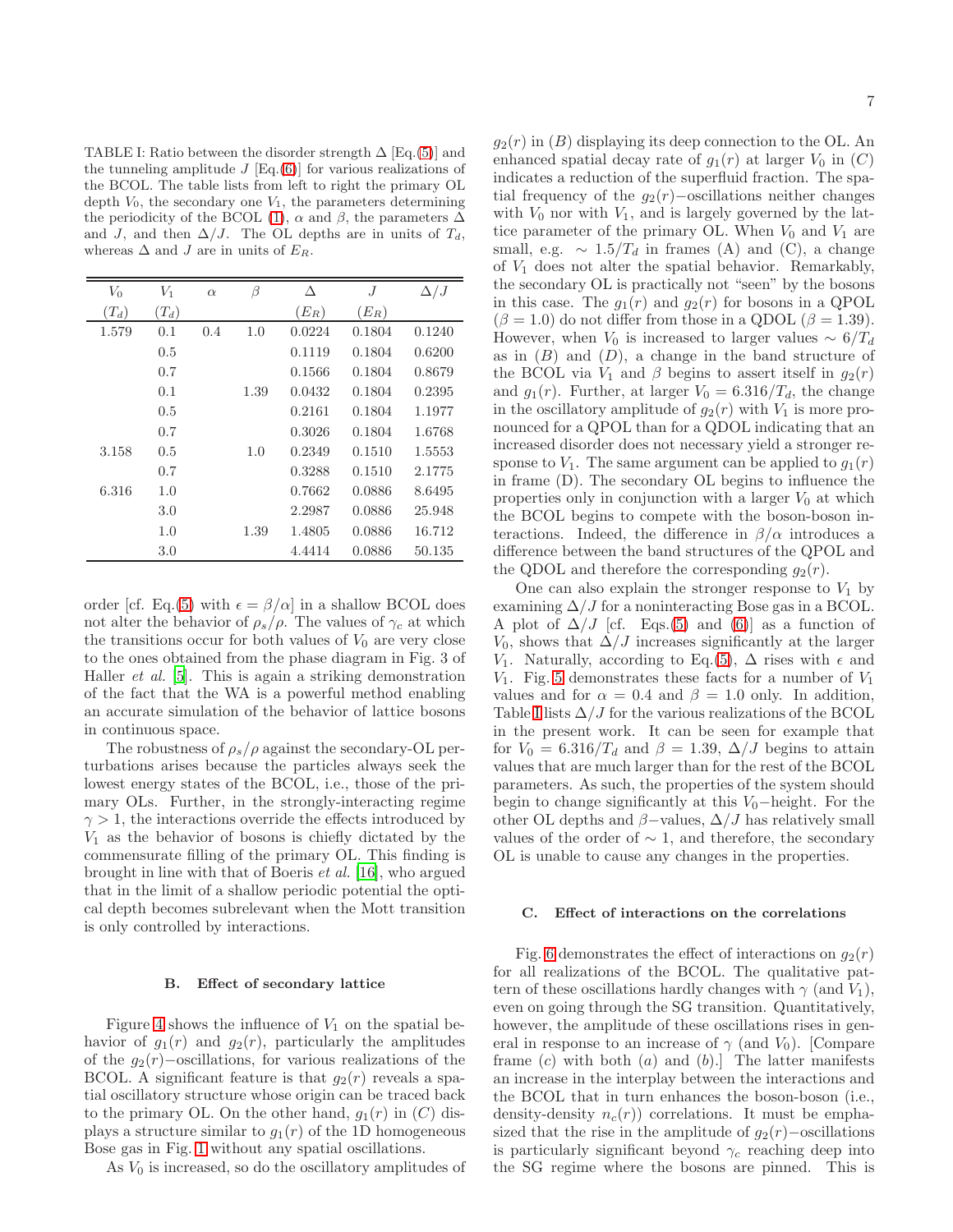TABLE I: Ratio between the disorder strength $\Delta$ [Eq.(5)] and the tunneling amplitude $J$ [Eq.(6)] for various realizations of the BCOL. The table lists from left to right the primary OL depth $V_0$, the secondary one $V_1$, the parameters determining the periodicity of the BCOL (1), $\alpha$ and $\beta$, the parameters $\Delta$ and $J$, and then $\Delta/J$. The OL depths are in units of $T_d$, whereas $\Delta$ and $J$ are in units of $E_R$.

| $V_0$ ($T_d$) | $V_1$ ($T_d$) | $\alpha$ | $\beta$ | $\Delta$ ($E_R$) | $J$ ($E_R$) | $\Delta/J$ |
|---|---|---|---|---|---|---|
| 1.579 | 0.1 | 0.4 | 1.0 | 0.0224 | 0.1804 | 0.1240 |
| | 0.5 | | | 0.1119 | 0.1804 | 0.6200 |
| | 0.7 | | | 0.1566 | 0.1804 | 0.8679 |
| | 0.1 | | 1.39 | 0.0432 | 0.1804 | 0.2395 |
| | 0.5 | | | 0.2161 | 0.1804 | 1.1977 |
| | 0.7 | | | 0.3026 | 0.1804 | 1.6768 |
| 3.158 | 0.5 | | 1.0 | 0.2349 | 0.1510 | 1.5553 |
| | 0.7 | | | 0.3288 | 0.1510 | 2.1775 |
| 6.316 | 1.0 | | | 0.7662 | 0.0886 | 8.6495 |
| | 3.0 | | | 2.2987 | 0.0886 | 25.948 |
| | 1.0 | | 1.39 | 1.4805 | 0.0886 | 16.712 |
| | 3.0 | | | 4.4414 | 0.0886 | 50.135 |

order [cf. Eq.(5) with $\epsilon = \beta/\alpha$] in a shallow BCOL does not alter the behavior of $\rho_s/\rho$. The values of $\gamma_c$ at which the transitions occur for both values of $V_0$ are very close to the ones obtained from the phase diagram in Fig. 3 of Haller *et al.* [5]. This is again a striking demonstration of the fact that the WA is a powerful method enabling an accurate simulation of the behavior of lattice bosons in continuous space.

The robustness of $\rho_s/\rho$ against the secondary-OL perturbations arises because the particles always seek the lowest energy states of the BCOL, i.e., those of the primary OLs. Further, in the strongly-interacting regime $\gamma > 1$, the interactions override the effects introduced by $V_1$ as the behavior of bosons is chiefly dictated by the commensurate filling of the primary OL. This finding is brought in line with that of Boeris *et al.* [16], who argued that in the limit of a shallow periodic potential the optical depth becomes subrelevant when the Mott transition is only controlled by interactions.

### B. Effect of secondary lattice

Figure 4 shows the influence of $V_1$ on the spatial behavior of $g_1(r)$ and $g_2(r)$, particularly the amplitudes of the $g_2(r)-$oscillations, for various realizations of the BCOL. A significant feature is that $g_2(r)$ reveals a spatial oscillatory structure whose origin can be traced back to the primary OL. On the other hand, $g_1(r)$ in $(C)$ displays a structure similar to $g_1(r)$ of the 1D homogeneous Bose gas in Fig. 1 without any spatial oscillations.

As $V_0$ is increased, so do the oscillatory amplitudes of $g_2(r)$ in $(B)$ displaying its deep connection to the OL. An enhanced spatial decay rate of $g_1(r)$ at larger $V_0$ in $(C)$ indicates a reduction of the superfluid fraction. The spatial frequency of the $g_2(r)-$oscillations neither changes with $V_0$ nor with $V_1$, and is largely governed by the lattice parameter of the primary OL. When $V_0$ and $V_1$ are small, e.g. $\sim 1.5/T_d$ in frames (A) and (C), a change of $V_1$ does not alter the spatial behavior. Remarkably, the secondary OL is practically not "seen" by the bosons in this case. The $g_1(r)$ and $g_2(r)$ for bosons in a QPOL ($\beta = 1.0$) do not differ from those in a QDOL ($\beta = 1.39$). However, when $V_0$ is increased to larger values $\sim 6/T_d$ as in $(B)$ and $(D)$, a change in the band structure of the BCOL via $V_1$ and $\beta$ begins to assert itself in $g_2(r)$ and $g_1(r)$. Further, at larger $V_0 = 6.316/T_d$, the change in the oscillatory amplitude of $g_2(r)$ with $V_1$ is more pronounced for a QPOL than for a QDOL indicating that an increased disorder does not necessary yield a stronger response to $V_1$. The same argument can be applied to $g_1(r)$ in frame (D). The secondary OL begins to influence the properties only in conjunction with a larger $V_0$ at which the BCOL begins to compete with the boson-boson interactions. Indeed, the difference in $\beta/\alpha$ introduces a difference between the band structures of the QPOL and the QDOL and therefore the corresponding $g_2(r)$.

One can also explain the stronger response to $V_1$ by examining $\Delta/J$ for a noninteracting Bose gas in a BCOL. A plot of $\Delta/J$ [cf. Eqs.(5) and (6)] as a function of $V_0$, shows that $\Delta/J$ increases significantly at the larger $V_1$. Naturally, according to Eq.(5), $\Delta$ rises with $\epsilon$ and $V_1$. Fig. 5 demonstrates these facts for a number of $V_1$ values and for $\alpha = 0.4$ and $\beta = 1.0$ only. In addition, Table I lists $\Delta/J$ for the various realizations of the BCOL in the present work. It can be seen for example that for $V_0 = 6.316/T_d$ and $\beta = 1.39$, $\Delta/J$ begins to attain values that are much larger than for the rest of the BCOL parameters. As such, the properties of the system should begin to change significantly at this $V_0-$height. For the other OL depths and $\beta-$values, $\Delta/J$ has relatively small values of the order of $\sim 1$, and therefore, the secondary OL is unable to cause any changes in the properties.

### C. Effect of interactions on the correlations

Fig. 6 demonstrates the effect of interactions on $g_2(r)$ for all realizations of the BCOL. The qualitative pattern of these oscillations hardly changes with $\gamma$ (and $V_1$), even on going through the SG transition. Quantitatively, however, the amplitude of these oscillations rises in general in response to an increase of $\gamma$ (and $V_0$). [Compare frame $(c)$ with both $(a)$ and $(b)$.] The latter manifests an increase in the interplay between the interactions and the BCOL that in turn enhances the boson-boson (i.e., density-density $n_c(r)$) correlations. It must be emphasized that the rise in the amplitude of $g_2(r)-$oscillations is particularly significant beyond $\gamma_c$ reaching deep into the SG regime where the bosons are pinned. This is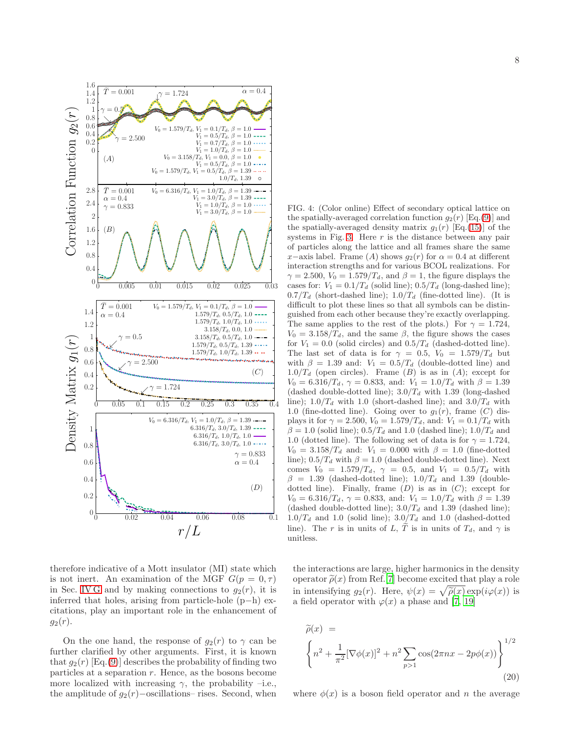FIG. 4: (Color online) Effect of secondary optical lattice on the spatially-averaged correlation function $g_2(r)$ [Eq.(9)] and the spatially-averaged density matrix $g_1(r)$ [Eq.(15)] of the systems in Fig. 3. Here $r$ is the distance between any pair of particles along the lattice and all frames share the same $x-$axis label. Frame $(A)$ shows $g_2(r)$ for $\alpha = 0.4$ at different interaction strengths and for various BCOL realizations. For $\gamma = 2.500$, $V_0 = 1.579/T_d$, and $\beta = 1$, the figure displays the cases for: $V_1 = 0.1/T_d$ (solid line); $0.5/T_d$ (long-dashed line); $0.7/T_d$ (short-dashed line); $1.0/T_d$ (fine-dotted line). (It is difficult to plot these lines so that all symbols can be distinguished from each other because they're exactly overlapping. The same applies to the rest of the plots.) For $\gamma = 1.724$, $V_0 = 3.158/T_d$, and the same $\beta$, the figure shows the cases for $V_1 = 0.0$ (solid circles) and $0.5/T_d$ (dashed-dotted line). The last set of data is for $\gamma = 0.5$, $V_0 = 1.579/T_d$ but with $\beta = 1.39$ and: $V_1 = 0.5/T_d$ (double-dotted line) and $1.0/T_d$ (open circles). Frame $(B)$ is as in $(A)$; except for $V_0 = 6.316/T_d$, $\gamma = 0.833$, and: $V_1 = 1.0/T_d$ with $\beta = 1.39$ (dashed double-dotted line); $3.0/T_d$ with 1.39 (long-dashed line); $1.0/T_d$ with 1.0 (short-dashed line); and $3.0/T_d$ with 1.0 (fine-dotted line). Going over to $g_1(r)$, frame $(C)$ displays it for $\gamma = 2.500$, $V_0 = 1.579/T_d$, and: $V_1 = 0.1/T_d$ with $\beta = 1.0$ (solid line); $0.5/T_d$ and 1.0 (dashed line); $1.0/T_d$ and 1.0 (dotted line). The following set of data is for $\gamma = 1.724$, $V_0 = 3.158/T_d$ and: $V_1 = 0.000$ with $\beta = 1.0$ (fine-dotted line); $0.5/T_d$ with $\beta = 1.0$ (dashed double-dotted line). Next comes $V_0 = 1.579/T_d$, $\gamma = 0.5$, and $V_1 = 0.5/T_d$ with $\beta = 1.39$ (dashed-dotted line); $1.0/T_d$ and 1.39 (double-dotted line). Finally, frame $(D)$ is as in $(C)$; except for $V_0 = 6.316/T_d$, $\gamma = 0.833$, and: $V_1 = 1.0/T_d$ with $\beta = 1.39$ (dashed double-dotted line); $3.0/T_d$ and 1.39 (dashed line); $1.0/T_d$ and 1.0 (solid line); $3.0/T_d$ and 1.0 (dashed-dotted line). The $r$ is in units of $L$, $\widetilde{T}$ is in units of $T_d$, and $\gamma$ is unitless.

therefore indicative of a Mott insulator (MI) state which is not inert. An examination of the MGF $G(p = 0, \tau)$ in Sec. IV G and by making connections to $g_2(r)$, it is inferred that holes, arising from particle-hole (p−h) excitations, play an important role in the enhancement of $g_2(r)$.

On the one hand, the response of $g_2(r)$ to $\gamma$ can be further clarified by other arguments. First, it is known that $g_2(r)$ [Eq.(9)] describes the probability of finding two particles at a separation $r$. Hence, as the bosons become more localized with increasing $\gamma$, the probability –i.e., the amplitude of $g_2(r)-$oscillations– rises. Second, when the interactions are large, higher harmonics in the density operator $\widetilde{\rho}(x)$ from Ref.[7] become excited that play a role in intensifying $g_2(r)$. Here, $\psi(x) = \sqrt{\widetilde{\rho}(x)}\exp(i\varphi(x))$ is a field operator with $\varphi(x)$ a phase and [7, 19]

$$
\widetilde{\rho}(x) = \left\{ n^2 + \frac{1}{\pi^2}[\nabla\phi(x)]^2 + n^2 \sum_{p>1} \cos(2\pi n x - 2p\phi(x)) \right\}^{1/2} \tag{20}
$$

where $\phi(x)$ is a boson field operator and $n$ the average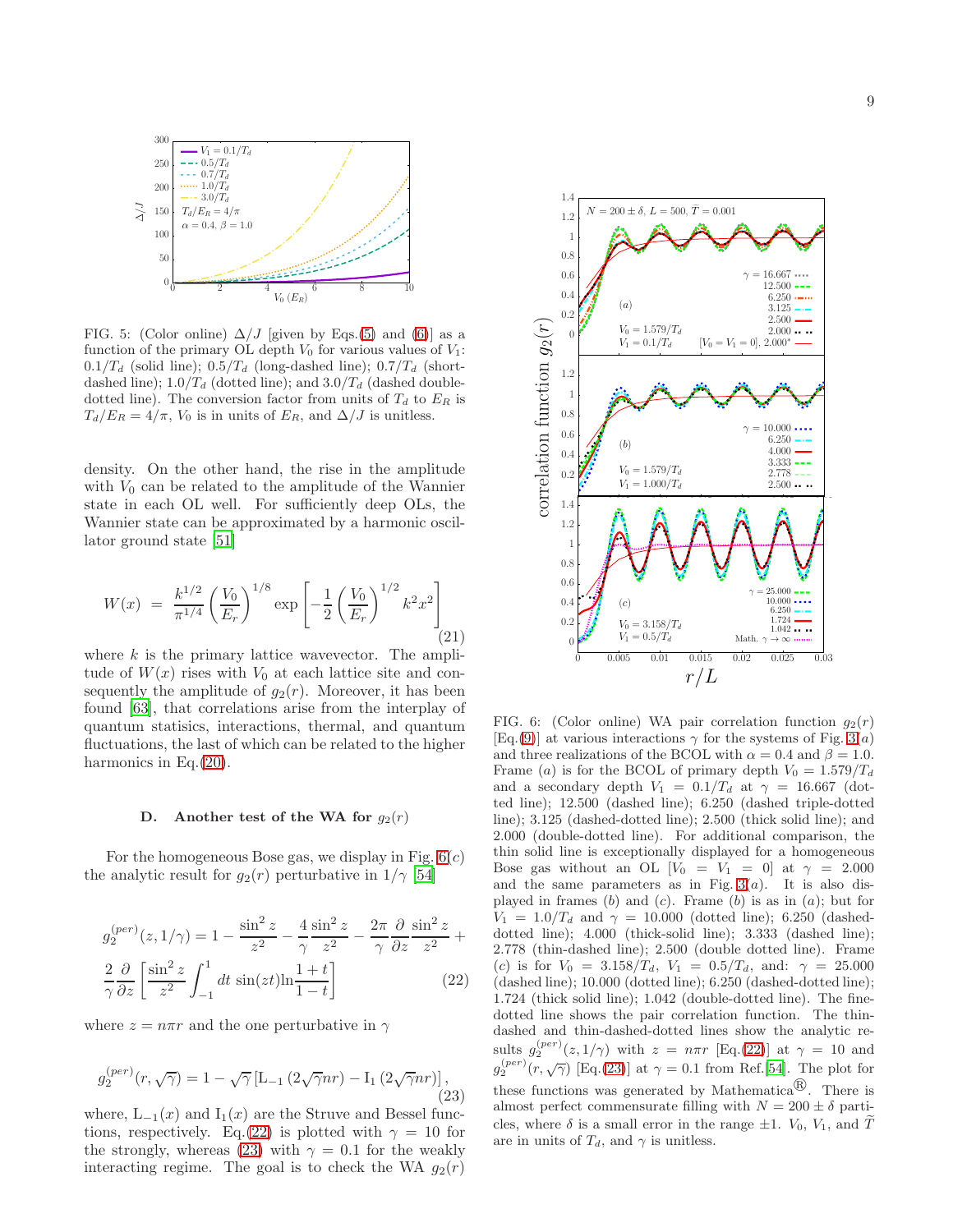FIG. 5: (Color online) $\Delta/J$ [given by Eqs.(5) and (6)] as a function of the primary OL depth $V_0$ for various values of $V_1$: $0.1/T_d$ (solid line); $0.5/T_d$ (long-dashed line); $0.7/T_d$ (short-dashed line); $1.0/T_d$ (dotted line); and $3.0/T_d$ (dashed double-dotted line). The conversion factor from units of $T_d$ to $E_R$ is $T_d/E_R = 4/\pi$, $V_0$ is in units of $E_R$, and $\Delta/J$ is unitless.

density. On the other hand, the rise in the amplitude with $V_0$ can be related to the amplitude of the Wannier state in each OL well. For sufficiently deep OLs, the Wannier state can be approximated by a harmonic oscillator ground state [51]

$$W(x) = \frac{k^{1/2}}{\pi^{1/4}}\left(\frac{V_0}{E_r}\right)^{1/8}\exp\left[-\frac{1}{2}\left(\frac{V_0}{E_r}\right)^{1/2}k^2x^2\right] \tag{21}$$

where $k$ is the primary lattice wavevector. The amplitude of $W(x)$ rises with $V_0$ at each lattice site and consequently the amplitude of $g_2(r)$. Moreover, it has been found [63], that correlations arise from the interplay of quantum statisics, interactions, thermal, and quantum fluctuations, the last of which can be related to the higher harmonics in Eq.(20).

### D. Another test of the WA for $g_2(r)$

For the homogeneous Bose gas, we display in Fig. 6($c$) the analytic result for $g_2(r)$ perturbative in $1/\gamma$ [54]

$$g_2^{(per)}(z, 1/\gamma) = 1 - \frac{\sin^2 z}{z^2} - \frac{4}{\gamma}\frac{\sin^2 z}{z^2} - \frac{2\pi}{\gamma}\frac{\partial}{\partial z}\frac{\sin^2 z}{z^2} + \frac{2}{\gamma}\frac{\partial}{\partial z}\left[\frac{\sin^2 z}{z^2}\int_{-1}^{1} dt\, \sin(zt)\ln\frac{1+t}{1-t}\right] \tag{22}$$

where $z = n\pi r$ and the one perturbative in $\gamma$

$$g_2^{(per)}(r, \sqrt{\gamma}) = 1 - \sqrt{\gamma}\left[\mathrm{L}_{-1}(2\sqrt{\gamma}nr) - \mathrm{I}_1(2\sqrt{\gamma}nr)\right], \tag{23}$$

where, $\mathrm{L}_{-1}(x)$ and $\mathrm{I}_1(x)$ are the Struve and Bessel functions, respectively. Eq.(22) is plotted with $\gamma = 10$ for the strongly, whereas (23) with $\gamma = 0.1$ for the weakly interacting regime. The goal is to check the WA $g_2(r)$

FIG. 6: (Color online) WA pair correlation function $g_2(r)$ [Eq.(9)] at various interactions $\gamma$ for the systems of Fig. 3($a$) and three realizations of the BCOL with $\alpha = 0.4$ and $\beta = 1.0$. Frame ($a$) is for the BCOL of primary depth $V_0 = 1.579/T_d$ and a secondary depth $V_1 = 0.1/T_d$ at $\gamma = 16.667$ (dotted line); 12.500 (dashed line); 6.250 (dashed triple-dotted line); 3.125 (dashed-dotted line); 2.500 (thick solid line); and 2.000 (double-dotted line). For additional comparison, the thin solid line is exceptionally displayed for a homogeneous Bose gas without an OL [$V_0 = V_1 = 0$] at $\gamma = 2.000$ and the same parameters as in Fig. 3($a$). It is also displayed in frames ($b$) and ($c$). Frame ($b$) is as in ($a$); but for $V_1 = 1.0/T_d$ and $\gamma = 10.000$ (dotted line); 6.250 (dashed-dotted line); 4.000 (thick-solid line); 3.333 (dashed line); 2.778 (thin-dashed line); 2.500 (double dotted line). Frame ($c$) is for $V_0 = 3.158/T_d$, $V_1 = 0.5/T_d$, and: $\gamma = 25.000$ (dashed line); 10.000 (dotted line); 6.250 (dashed-dotted line); 1.724 (thick solid line); 1.042 (double-dotted line). The fine-dotted line shows the pair correlation function. The thin-dashed and thin-dashed-dotted lines show the analytic results $g_2^{(per)}(z, 1/\gamma)$ with $z = n\pi r$ [Eq.(22)] at $\gamma = 10$ and $g_2^{(per)}(r, \sqrt{\gamma})$ [Eq.(23)] at $\gamma = 0.1$ from Ref.[54]. The plot for these functions was generated by Mathematica®. There is almost perfect commensurate filling with $N = 200 \pm \delta$ particles, where $\delta$ is a small error in the range $\pm 1$. $V_0$, $V_1$, and $\widetilde{T}$ are in units of $T_d$, and $\gamma$ is unitless.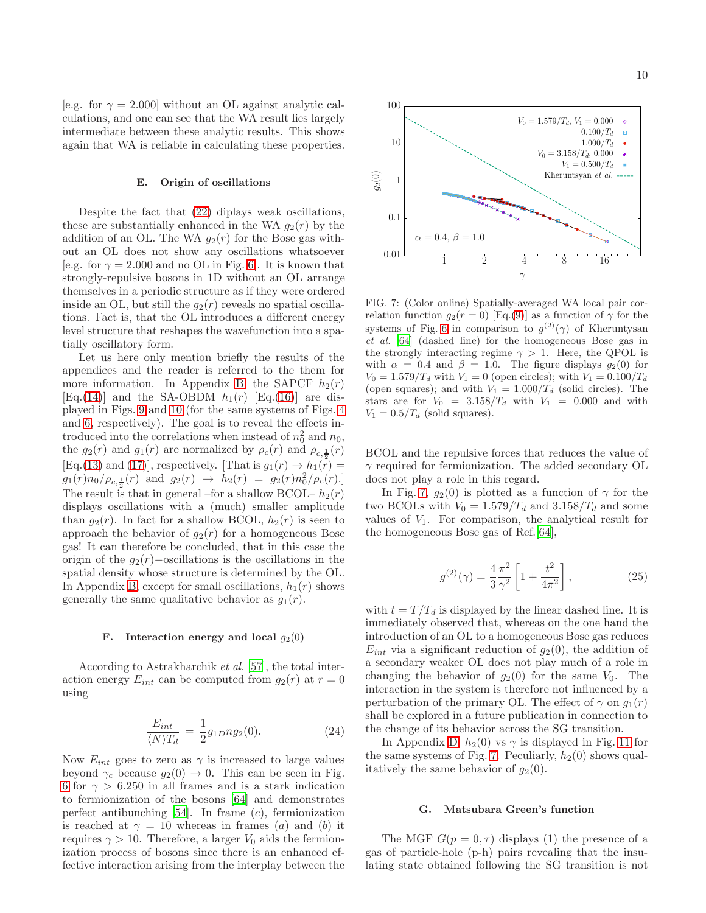[e.g. for $\gamma = 2.000$] without an OL against analytic calculations, and one can see that the WA result lies largely intermediate between these analytic results. This shows again that WA is reliable in calculating these properties.

### E. Origin of oscillations

Despite the fact that (22) diplays weak oscillations, these are substantially enhanced in the WA $g_2(r)$ by the addition of an OL. The WA $g_2(r)$ for the Bose gas without an OL does not show any oscillations whatsoever [e.g. for $\gamma = 2.000$ and no OL in Fig. 6]. It is known that strongly-repulsive bosons in 1D without an OL arrange themselves in a periodic structure as if they were ordered inside an OL, but still the $g_2(r)$ reveals no spatial oscillations. Fact is, that the OL introduces a different energy level structure that reshapes the wavefunction into a spatially oscillatory form.

Let us here only mention briefly the results of the appendices and the reader is referred to the them for more information. In Appendix B, the SAPCF $h_2(r)$ [Eq.(14)] and the SA-OBDM $h_1(r)$ [Eq.(16)] are displayed in Figs. 9 and 10 (for the same systems of Figs. 4 and 6, respectively). The goal is to reveal the effects introduced into the correlations when instead of $n_0^2$ and $n_0$, the $g_2(r)$ and $g_1(r)$ are normalized by $\rho_c(r)$ and $\rho_{c,\frac{1}{2}}(r)$ [Eq.(13) and (17)], respectively. [That is $g_1(r) \to h_1(r) = g_1(r)n_0/\rho_{c,\frac{1}{2}}(r)$ and $g_2(r) \to h_2(r) = g_2(r)n_0^2/\rho_c(r)$.] The result is that in general –for a shallow BCOL– $h_2(r)$ displays oscillations with a (much) smaller amplitude than $g_2(r)$. In fact for a shallow BCOL, $h_2(r)$ is seen to approach the behavior of $g_2(r)$ for a homogeneous Bose gas! It can therefore be concluded, that in this case the origin of the $g_2(r)-$oscillations is the oscillations in the spatial density whose structure is determined by the OL. In Appendix B, except for small oscillations, $h_1(r)$ shows generally the same qualitative behavior as $g_1(r)$.

### F. Interaction energy and local $g_2(0)$

According to Astrakharchik *et al.* [57], the total interaction energy $E_{int}$ can be computed from $g_2(r)$ at $r = 0$ using

$$\frac{E_{int}}{\langle N\rangle T_d} = \frac{1}{2} g_{1D} n g_2(0). \tag{24}$$

Now $E_{int}$ goes to zero as $\gamma$ is increased to large values beyond $\gamma_c$ because $g_2(0) \to 0$. This can be seen in Fig. 6 for $\gamma > 6.250$ in all frames and is a stark indication to fermionization of the bosons [64] and demonstrates perfect antibunching [54]. In frame (c), fermionization is reached at $\gamma = 10$ whereas in frames (a) and (b) it requires $\gamma > 10$. Therefore, a larger $V_0$ aids the fermionization process of bosons since there is an enhanced effective interaction arising from the interplay between the BCOL and the repulsive forces that reduces the value of $\gamma$ required for fermionization. The added secondary OL does not play a role in this regard.

FIG. 7: (Color online) Spatially-averaged WA local pair correlation function $g_2(r = 0)$ [Eq.(9)] as a function of $\gamma$ for the systems of Fig. 6 in comparison to $g^{(2)}(\gamma)$ of Kheruntsyan *et al.* [64] (dashed line) for the homogeneous Bose gas in the strongly interacting regime $\gamma > 1$. Here, the QPOL is with $\alpha = 0.4$ and $\beta = 1.0$. The figure displays $g_2(0)$ for $V_0 = 1.579/T_d$ with $V_1 = 0$ (open circles); with $V_1 = 0.100/T_d$ (open squares); and with $V_1 = 1.000/T_d$ (solid circles). The stars are for $V_0 = 3.158/T_d$ with $V_1 = 0.000$ and with $V_1 = 0.5/T_d$ (solid squares).

In Fig. 7, $g_2(0)$ is plotted as a function of $\gamma$ for the two BCOLs with $V_0 = 1.579/T_d$ and $3.158/T_d$ and some values of $V_1$. For comparison, the analytical result for the homogeneous Bose gas of Ref.[64],

$$g^{(2)}(\gamma) = \frac{4}{3}\frac{\pi^2}{\gamma^2}\left[1 + \frac{t^2}{4\pi^2}\right], \tag{25}$$

with $t = T/T_d$ is displayed by the linear dashed line. It is immediately observed that, whereas on the one hand the introduction of an OL to a homogeneous Bose gas reduces $E_{int}$ via a significant reduction of $g_2(0)$, the addition of a secondary weaker OL does not play much of a role in changing the behavior of $g_2(0)$ for the same $V_0$. The interaction in the system is therefore not influenced by a perturbation of the primary OL. The effect of $\gamma$ on $g_1(r)$ shall be explored in a future publication in connection to the change of its behavior across the SG transition.

In Appendix D, $h_2(0)$ vs $\gamma$ is displayed in Fig. 11 for the same systems of Fig. 7. Peculiarly, $h_2(0)$ shows qualitatively the same behavior of $g_2(0)$.

### G. Matsubara Green's function

The MGF $G(p = 0, \tau)$ displays (1) the presence of a gas of particle-hole (p-h) pairs revealing that the insulating state obtained following the SG transition is not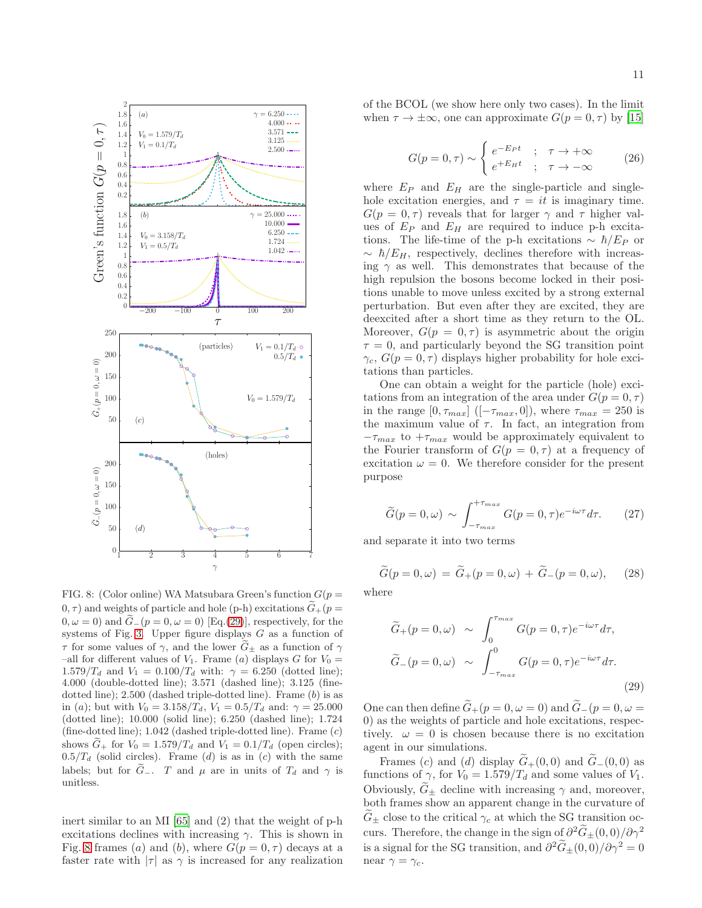FIG. 8: (Color online) WA Matsubara Green's function $G(p = 0, \tau)$ and weights of particle and hole (p-h) excitations $\widetilde{G}_+(p = 0, \omega = 0)$ and $\widetilde{G}_-(p = 0, \omega = 0)$ [Eq.(29)], respectively, for the systems of Fig. 3. Upper figure displays $G$ as a function of $\tau$ for some values of $\gamma$, and the lower $\widetilde{G}_\pm$ as a function of $\gamma$ –all for different values of $V_1$. Frame $(a)$ displays $G$ for $V_0 = 1.579/T_d$ and $V_1 = 0.100/T_d$ with: $\gamma = 6.250$ (dotted line); 4.000 (double-dotted line); 3.571 (dashed line); 3.125 (fine-dotted line); 2.500 (dashed triple-dotted line). Frame $(b)$ is as in $(a)$; but with $V_0 = 3.158/T_d$, $V_1 = 0.5/T_d$ and: $\gamma = 25.000$ (dotted line); 10.000 (solid line); 6.250 (dashed line); 1.724 (fine-dotted line); 1.042 (dashed triple-dotted line). Frame $(c)$ shows $\widetilde{G}_+$ for $V_0 = 1.579/T_d$ and $V_1 = 0.1/T_d$ (open circles); $0.5/T_d$ (solid circles). Frame $(d)$ is as in $(c)$ with the same labels; but for $\widetilde{G}_-$. $T$ and $\mu$ are in units of $T_d$ and $\gamma$ is unitless.

inert similar to an MI [65] and (2) that the weight of p-h excitations declines with increasing $\gamma$. This is shown in Fig. 8 frames $(a)$ and $(b)$, where $G(p = 0, \tau)$ decays at a faster rate with $|\tau|$ as $\gamma$ is increased for any realization of the BCOL (we show here only two cases). In the limit when $\tau \to \pm\infty$, one can approximate $G(p = 0, \tau)$ by [15]

$$G(p = 0, \tau) \sim \begin{cases} e^{-E_P t} & ; \quad \tau \to +\infty \\ e^{+E_H t} & ; \quad \tau \to -\infty \end{cases} \qquad (26)$$

where $E_P$ and $E_H$ are the single-particle and single-hole excitation energies, and $\tau = it$ is imaginary time. $G(p = 0, \tau)$ reveals that for larger $\gamma$ and $\tau$ higher values of $E_P$ and $E_H$ are required to induce p-h excitations. The life-time of the p-h excitations $\sim \hbar/E_P$ or $\sim \hbar/E_H$, respectively, declines therefore with increasing $\gamma$ as well. This demonstrates that because of the high repulsion the bosons become locked in their positions unable to move unless excited by a strong external perturbation. But even after they are excited, they are deexcited after a short time as they return to the OL. Moreover, $G(p = 0, \tau)$ is asymmetric about the origin $\tau = 0$, and particularly beyond the SG transition point $\gamma_c$, $G(p = 0, \tau)$ displays higher probability for hole excitations than particles.

One can obtain a weight for the particle (hole) excitations from an integration of the area under $G(p = 0, \tau)$ in the range $[0, \tau_{max}]$ ($[-\tau_{max}, 0]$), where $\tau_{max} = 250$ is the maximum value of $\tau$. In fact, an integration from $-\tau_{max}$ to $+\tau_{max}$ would be approximately equivalent to the Fourier transform of $G(p = 0, \tau)$ at a frequency of excitation $\omega = 0$. We therefore consider for the present purpose

$$\widetilde{G}(p = 0, \omega) \sim \int_{-\tau_{max}}^{+\tau_{max}} G(p = 0, \tau) e^{-i\omega\tau} d\tau. \qquad (27)$$

and separate it into two terms

$$\widetilde{G}(p = 0, \omega) = \widetilde{G}_+(p = 0, \omega) + \widetilde{G}_-(p = 0, \omega), \qquad (28)$$

where

$$\begin{aligned} \widetilde{G}_+(p = 0, \omega) &\sim \int_0^{\tau_{max}} G(p = 0, \tau) e^{-i\omega\tau} d\tau, \\ \widetilde{G}_-(p = 0, \omega) &\sim \int_{-\tau_{max}}^0 G(p = 0, \tau) e^{-i\omega\tau} d\tau. \end{aligned} \qquad (29)$$

One can then define $\widetilde{G}_+(p = 0, \omega = 0)$ and $\widetilde{G}_-(p = 0, \omega = 0)$ as the weights of particle and hole excitations, respectively. $\omega = 0$ is chosen because there is no excitation agent in our simulations.

Frames $(c)$ and $(d)$ display $\widetilde{G}_+(0, 0)$ and $\widetilde{G}_-(0, 0)$ as functions of $\gamma$, for $V_0 = 1.579/T_d$ and some values of $V_1$. Obviously, $\widetilde{G}_\pm$ decline with increasing $\gamma$ and, moreover, both frames show an apparent change in the curvature of $\widetilde{G}_\pm$ close to the critical $\gamma_c$ at which the SG transition occurs. Therefore, the change in the sign of $\partial^2\widetilde{G}_\pm(0, 0)/\partial\gamma^2$ is a signal for the SG transition, and $\partial^2\widetilde{G}_\pm(0, 0)/\partial\gamma^2 = 0$ near $\gamma = \gamma_c$.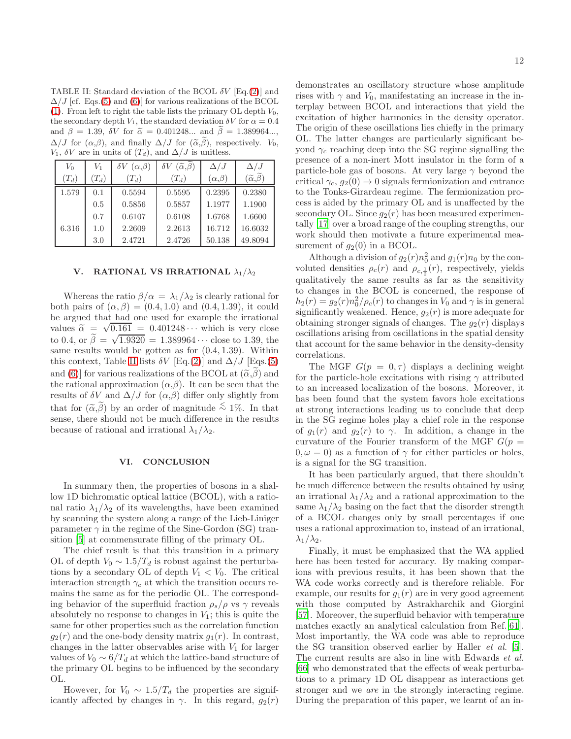TABLE II: Standard deviation of the BCOL $\delta V$ [Eq.(2)] and $\Delta/J$ [cf. Eqs.(5) and (6)] for various realizations of the BCOL (1). From left to right the table lists the primary OL depth $V_0$, the secondary depth $V_1$, the standard deviation $\delta V$ for $\alpha = 0.4$ and $\beta = 1.39$, $\delta V$ for $\widetilde{\alpha} = 0.401248...$ and $\widetilde{\beta} = 1.389964...$, $\Delta/J$ for $(\alpha,\beta)$, and finally $\Delta/J$ for $(\widetilde{\alpha},\widetilde{\beta})$, respectively. $V_0$, $V_1$, $\delta V$ are in units of $(T_d)$, and $\Delta/J$ is unitless.

| $V_0$ $(T_d)$ | $V_1$ $(T_d)$ | $\delta V$ $(\alpha,\beta)$ $(T_d)$ | $\delta V$ $(\widetilde{\alpha},\widetilde{\beta})$ $(T_d)$ | $\Delta/J$ $(\alpha,\beta)$ | $\Delta/J$ $(\widetilde{\alpha},\widetilde{\beta})$ |
|---|---|---|---|---|---|
| 1.579 | 0.1 | 0.5594 | 0.5595 | 0.2395 | 0.2380 |
| | 0.5 | 0.5856 | 0.5857 | 1.1977 | 1.1900 |
| | 0.7 | 0.6107 | 0.6108 | 1.6768 | 1.6600 |
| 6.316 | 1.0 | 2.2609 | 2.2613 | 16.712 | 16.6032 |
| | 3.0 | 2.4721 | 2.4726 | 50.138 | 49.8094 |

## V. RATIONAL VS IRRATIONAL $\lambda_1/\lambda_2$

Whereas the ratio $\beta/\alpha = \lambda_1/\lambda_2$ is clearly rational for both pairs of $(\alpha, \beta) = (0.4, 1.0)$ and $(0.4, 1.39)$, it could be argued that had one used for example the irrational values $\widetilde{\alpha} = \sqrt{0.161} = 0.401248\cdots$ which is very close to 0.4, or $\widetilde{\beta} = \sqrt{1.9320} = 1.389964\cdots$ close to 1.39, the same results would be gotten as for $(0.4, 1.39)$. Within this context, Table II lists $\delta V$ [Eq.(2)] and $\Delta/J$ [Eqs.(5) and (6)] for various realizations of the BCOL at $(\widetilde{\alpha},\widetilde{\beta})$ and the rational approximation $(\alpha,\beta)$. It can be seen that the results of $\delta V$ and $\Delta/J$ for $(\alpha,\beta)$ differ only slightly from that for $(\widetilde{\alpha},\widetilde{\beta})$ by an order of magnitude $\lesssim 1\%$. In that sense, there should not be much difference in the results because of rational and irrational $\lambda_1/\lambda_2$.

## VI. CONCLUSION

In summary then, the properties of bosons in a shallow 1D bichromatic optical lattice (BCOL), with a rational ratio $\lambda_1/\lambda_2$ of its wavelengths, have been examined by scanning the system along a range of the Lieb-Liniger parameter $\gamma$ in the regime of the Sine-Gordon (SG) transition [5] at commensurate filling of the primary OL.

The chief result is that this transition in a primary OL of depth $V_0 \sim 1.5/T_d$ is robust against the perturbations by a secondary OL of depth $V_1 < V_0$. The critical interaction strength $\gamma_c$ at which the transition occurs remains the same as for the periodic OL. The corresponding behavior of the superfluid fraction $\rho_s/\rho$ vs $\gamma$ reveals absolutely no response to changes in $V_1$; this is quite the same for other properties such as the correlation function $g_2(r)$ and the one-body density matrix $g_1(r)$. In contrast, changes in the latter observables arise with $V_1$ for larger values of $V_0 \sim 6/T_d$ at which the lattice-band structure of the primary OL begins to be influenced by the secondary OL.

However, for $V_0 \sim 1.5/T_d$ the properties are significantly affected by changes in $\gamma$. In this regard, $g_2(r)$ demonstrates an oscillatory structure whose amplitude rises with $\gamma$ and $V_0$, manifestating an increase in the interplay between BCOL and interactions that yield the excitation of higher harmonics in the density operator. The origin of these oscillations lies chiefly in the primary OL. The latter changes are particularly significant beyond $\gamma_c$ reaching deep into the SG regime signalling the presence of a non-inert Mott insulator in the form of a particle-hole gas of bosons. At very large $\gamma$ beyond the critical $\gamma_c$, $g_2(0) \to 0$ signals fermionization and entrance to the Tonks-Girardeau regime. The fermionization process is aided by the primary OL and is unaffected by the secondary OL. Since $g_2(r)$ has been measured experimentally [17] over a broad range of the coupling strengths, our work should then motivate a future experimental measurement of $g_2(0)$ in a BCOL.

Although a division of $g_2(r)n_0^2$ and $g_1(r)n_0$ by the convoluted densities $\rho_c(r)$ and $\rho_{c,\frac{1}{2}}(r)$, respectively, yields qualitatively the same results as far as the sensitivity to changes in the BCOL is concerned, the response of $h_2(r) = g_2(r)n_0^2/\rho_c(r)$ to changes in $V_0$ and $\gamma$ is in general significantly weakened. Hence, $g_2(r)$ is more adequate for obtaining stronger signals of changes. The $g_2(r)$ displays oscillations arising from oscillations in the spatial density that account for the same behavior in the density-density correlations.

The MGF $G(p = 0, \tau)$ displays a declining weight for the particle-hole excitations with rising $\gamma$ attributed to an increased localization of the bosons. Moreover, it has been found that the system favors hole excitations at strong interactions leading us to conclude that deep in the SG regime holes play a chief role in the response of $g_1(r)$ and $g_2(r)$ to $\gamma$. In addition, a change in the curvature of the Fourier transform of the MGF $G(p = 0, \omega = 0)$ as a function of $\gamma$ for either particles or holes, is a signal for the SG transition.

It has been particularly argued, that there shouldn't be much difference between the results obtained by using an irrational $\lambda_1/\lambda_2$ and a rational approximation to the same $\lambda_1/\lambda_2$ basing on the fact that the disorder strength of a BCOL changes only by small percentages if one uses a rational approximation to, instead of an irrational, $\lambda_1/\lambda_2$.

Finally, it must be emphasized that the WA applied here has been tested for accuracy. By making comparisons with previous results, it has been shown that the WA code works correctly and is therefore reliable. For example, our results for $g_1(r)$ are in very good agreement with those computed by Astrakharchik and Giorgini [57]. Moreover, the superfluid behavior with temperature matches exactly an analytical calculation from Ref. [61]. Most importantly, the WA code was able to reproduce the SG transition observed earlier by Haller *et al.* [5]. The current results are also in line with Edwards *et al.* [66] who demonstrated that the effects of weak perturbations to a primary 1D OL disappear as interactions get stronger and we *are* in the strongly interacting regime. During the preparation of this paper, we learnt of an in-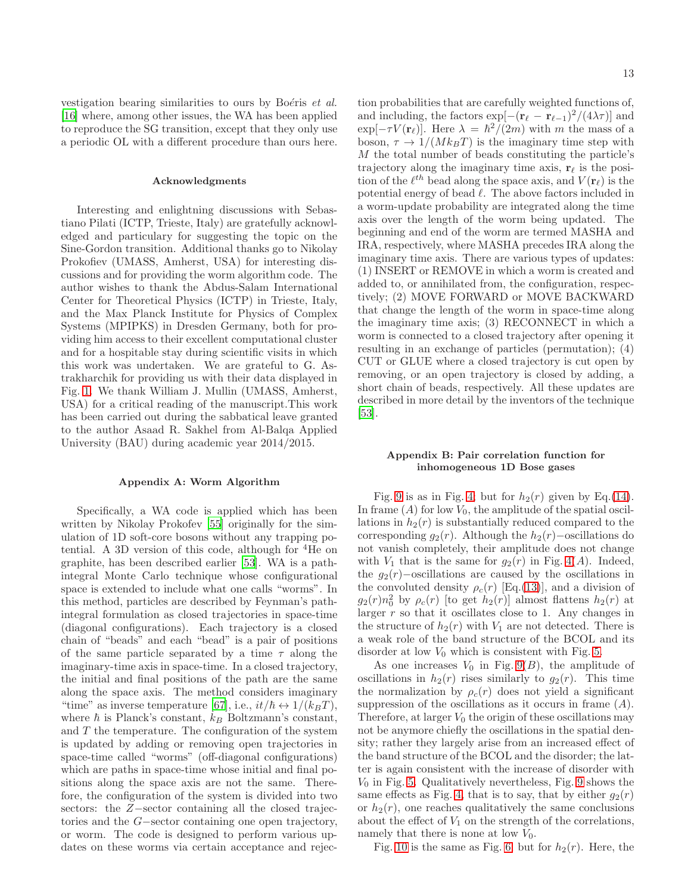vestigation bearing similarities to ours by Boéris *et al.* [16] where, among other issues, the WA has been applied to reproduce the SG transition, except that they only use a periodic OL with a different procedure than ours here.

### Acknowledgments

Interesting and enlightning discussions with Sebastiano Pilati (ICTP, Trieste, Italy) are gratefully acknowledged and particulary for suggesting the topic on the Sine-Gordon transition. Additional thanks go to Nikolay Prokofiev (UMASS, Amherst, USA) for interesting discussions and for providing the worm algorithm code. The author wishes to thank the Abdus-Salam International Center for Theoretical Physics (ICTP) in Trieste, Italy, and the Max Planck Institute for Physics of Complex Systems (MPIPKS) in Dresden Germany, both for providing him access to their excellent computational cluster and for a hospitable stay during scientific visits in which this work was undertaken. We are grateful to G. Astrakharchik for providing us with their data displayed in Fig. 1. We thank William J. Mullin (UMASS, Amherst, USA) for a critical reading of the manuscript.This work has been carried out during the sabbatical leave granted to the author Asaad R. Sakhel from Al-Balqa Applied University (BAU) during academic year 2014/2015.

### Appendix A: Worm Algorithm

Specifically, a WA code is applied which has been written by Nikolay Prokofiev [55] originally for the simulation of 1D soft-core bosons without any trapping potential. A 3D version of this code, although for $^4$He on graphite, has been described earlier [53]. WA is a path-integral Monte Carlo technique whose configurational space is extended to include what one calls "worms". In this method, particles are described by Feynman's path-integral formulation as closed trajectories in space-time (diagonal configurations). Each trajectory is a closed chain of "beads" and each "bead" is a pair of positions of the same particle separated by a time $\tau$ along the imaginary-time axis in space-time. In a closed trajectory, the initial and final positions of the path are the same along the space axis. The method considers imaginary "time" as inverse temperature [67], i.e., $it/\hbar \leftrightarrow 1/(k_BT)$, where $\hbar$ is Planck's constant, $k_B$ Boltzmann's constant, and $T$ the temperature. The configuration of the system is updated by adding or removing open trajectories in space-time called "worms" (off-diagonal configurations) which are paths in space-time whose initial and final positions along the space axis are not the same. Therefore, the configuration of the system is divided into two sectors: the $Z-$sector containing all the closed trajectories and the $G-$sector containing one open trajectory, or worm. The code is designed to perform various updates on these worms via certain acceptance and rejection probabilities that are carefully weighted functions of, and including, the factors $\exp[-(\mathbf{r}_\ell - \mathbf{r}_{\ell-1})^2/(4\lambda\tau)]$ and $\exp[-\tau V(\mathbf{r}_\ell)]$. Here $\lambda = \hbar^2/(2m)$ with $m$ the mass of a boson, $\tau \to 1/(Mk_BT)$ is the imaginary time step with $M$ the total number of beads constituting the particle's trajectory along the imaginary time axis, $\mathbf{r}_\ell$ is the position of the $\ell^{th}$ bead along the space axis, and $V(\mathbf{r}_\ell)$ is the potential energy of bead $\ell$. The above factors included in a worm-update probability are integrated along the time axis over the length of the worm being updated. The beginning and end of the worm are termed MASHA and IRA, respectively, where MASHA precedes IRA along the imaginary time axis. There are various types of updates: (1) INSERT or REMOVE in which a worm is created and added to, or annihilated from, the configuration, respectively; (2) MOVE FORWARD or MOVE BACKWARD that change the length of the worm in space-time along the imaginary time axis; (3) RECONNECT in which a worm is connected to a closed trajectory after opening it resulting in an exchange of particles (permutation); (4) CUT or GLUE where a closed trajectory is cut open by removing, or an open trajectory is closed by adding, a short chain of beads, respectively. All these updates are described in more detail by the inventors of the technique [53].

### Appendix B: Pair correlation function for inhomogeneous 1D Bose gases

Fig. 9 is as in Fig. 4, but for $h_2(r)$ given by Eq.(14). In frame $(A)$ for low $V_0$, the amplitude of the spatial oscillations in $h_2(r)$ is substantially reduced compared to the corresponding $g_2(r)$. Although the $h_2(r)-$oscillations do not vanish completely, their amplitude does not change with $V_1$ that is the same for $g_2(r)$ in Fig. 4$(A)$. Indeed, the $g_2(r)-$oscillations are caused by the oscillations in the convoluted density $\rho_c(r)$ [Eq.(13)], and a division of $g_2(r)n_0^2$ by $\rho_c(r)$ [to get $h_2(r)$] almost flattens $h_2(r)$ at larger $r$ so that it oscillates close to 1. Any changes in the structure of $h_2(r)$ with $V_1$ are not detected. There is a weak role of the band structure of the BCOL and its disorder at low $V_0$ which is consistent with Fig. 5.

As one increases $V_0$ in Fig. 9$(B)$, the amplitude of oscillations in $h_2(r)$ rises similarly to $g_2(r)$. This time the normalization by $\rho_c(r)$ does not yield a significant suppression of the oscillations as it occurs in frame $(A)$. Therefore, at larger $V_0$ the origin of these oscillations may not be anymore chiefly the oscillations in the spatial density; rather they largely arise from an increased effect of the band structure of the BCOL and the disorder; the latter is again consistent with the increase of disorder with $V_0$ in Fig. 5. Qualitatively nevertheless, Fig. 9 shows the same effects as Fig. 4, that is to say, that by either $g_2(r)$ or $h_2(r)$, one reaches qualitatively the same conclusions about the effect of $V_1$ on the strength of the correlations, namely that there is none at low $V_0$.

Fig. 10 is the same as Fig. 6, but for $h_2(r)$. Here, the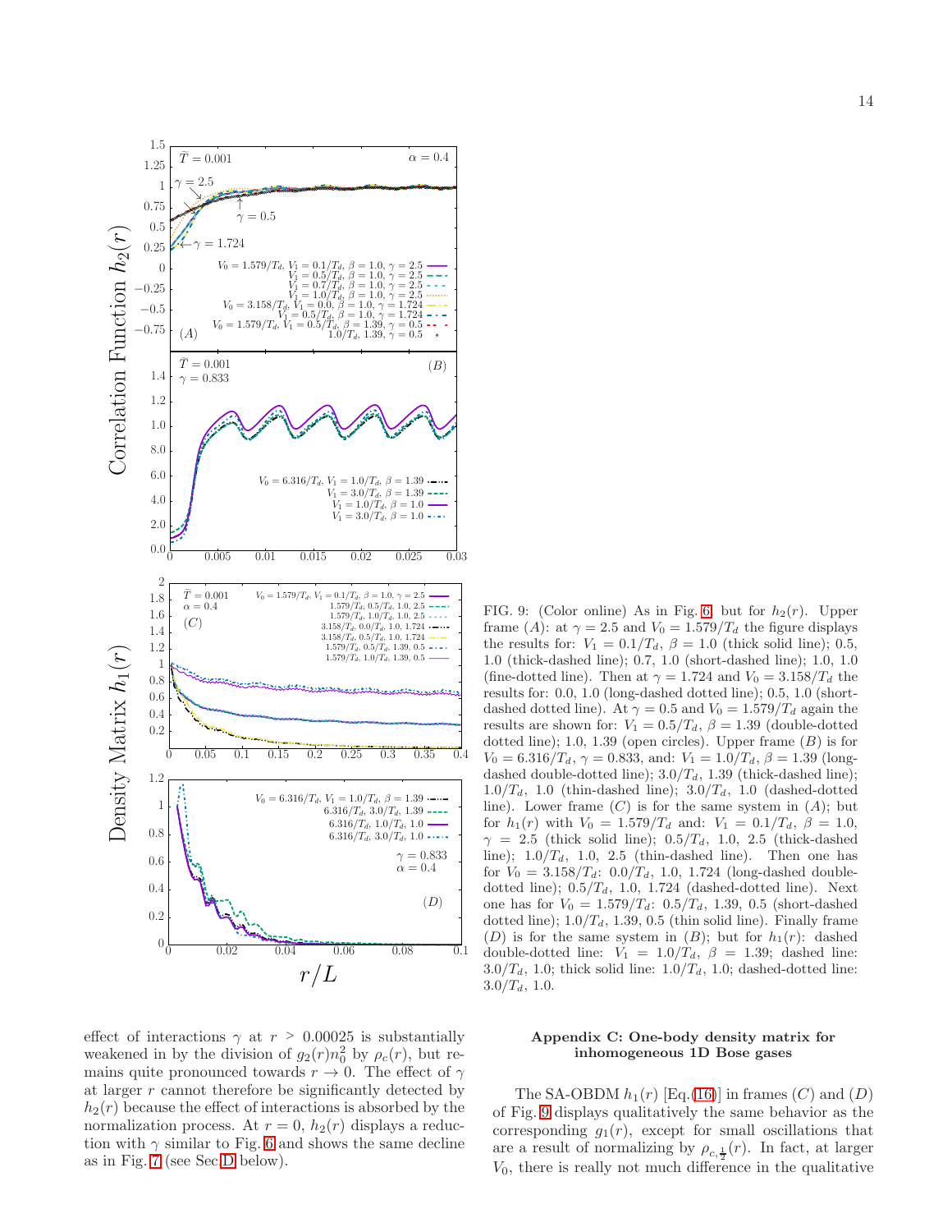FIG. 9: (Color online) As in Fig. 6; but for $h_2(r)$. Upper frame $(A)$: at $\gamma = 2.5$ and $V_0 = 1.579/T_d$ the figure displays the results for: $V_1 = 0.1/T_d$, $\beta = 1.0$ (thick solid line); 0.5, 1.0 (thick-dashed line); 0.7, 1.0 (short-dashed line); 1.0, 1.0 (fine-dotted line). Then at $\gamma = 1.724$ and $V_0 = 3.158/T_d$ the results for: 0.0, 1.0 (long-dashed dotted line); 0.5, 1.0 (short-dashed dotted line). At $\gamma = 0.5$ and $V_0 = 1.579/T_d$ again the results are shown for: $V_1 = 0.5/T_d$, $\beta = 1.39$ (double-dotted dotted line); 1.0, 1.39 (open circles). Upper frame $(B)$ is for $V_0 = 6.316/T_d$, $\gamma = 0.833$, and: $V_1 = 1.0/T_d$, $\beta = 1.39$ (long-dashed double-dotted line); $3.0/T_d$, 1.39 (thick-dashed line); $1.0/T_d$, 1.0 (thin-dashed line); $3.0/T_d$, 1.0 (dashed-dotted line). Lower frame $(C)$ is for the same system in $(A)$; but for $h_1(r)$ with $V_0 = 1.579/T_d$ and: $V_1 = 0.1/T_d$, $\beta = 1.0$, $\gamma = 2.5$ (thick solid line); $0.5/T_d$, 1.0, 2.5 (thick-dashed line); $1.0/T_d$, 1.0, 2.5 (thin-dashed line). Then one has for $V_0 = 3.158/T_d$: $0.0/T_d$, 1.0, 1.724 (long-dashed double-dotted line); $0.5/T_d$, 1.0, 1.724 (dashed-dotted line). Next one has for $V_0 = 1.579/T_d$: $0.5/T_d$, 1.39, 0.5 (short-dashed dotted line); $1.0/T_d$, 1.39, 0.5 (thin solid line). Finally frame $(D)$ is for the same system in $(B)$; but for $h_1(r)$: dashed double-dotted line: $V_1 = 1.0/T_d$, $\beta = 1.39$; dashed line: $3.0/T_d$, 1.0; thick solid line: $1.0/T_d$, 1.0; dashed-dotted line: $3.0/T_d$, 1.0.

effect of interactions $\gamma$ at $r > 0.00025$ is substantially weakened in by the division of $g_2(r)n_0^2$ by $\rho_c(r)$, but remains quite pronounced towards $r \to 0$. The effect of $\gamma$ at larger $r$ cannot therefore be significantly detected by $h_2(r)$ because the effect of interactions is absorbed by the normalization process. At $r = 0$, $h_2(r)$ displays a reduction with $\gamma$ similar to Fig. 6 and shows the same decline as in Fig. 7 (see Sec D below).

## Appendix C: One-body density matrix for inhomogeneous 1D Bose gases

The SA-OBDM $h_1(r)$ [Eq.(16)] in frames $(C)$ and $(D)$ of Fig. 9 displays qualitatively the same behavior as the corresponding $g_1(r)$, except for small oscillations that are a result of normalizing by $\rho_{c,\frac{1}{2}}(r)$. In fact, at larger $V_0$, there is really not much difference in the qualitative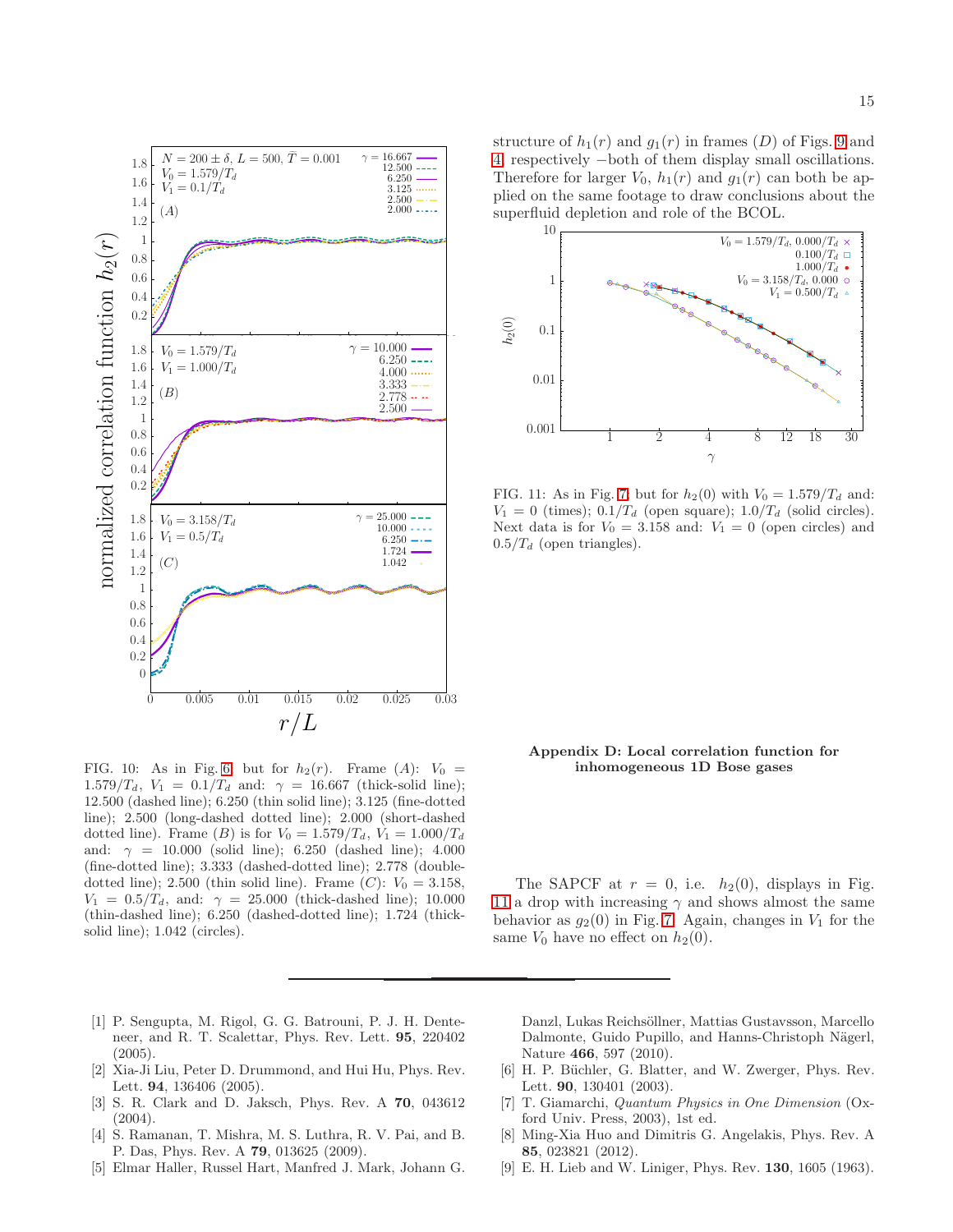FIG. 10: As in Fig. 6, but for $h_2(r)$. Frame $(A)$: $V_0 = 1.579/T_d$, $V_1 = 0.1/T_d$ and: $\gamma = 16.667$ (thick-solid line); 12.500 (dashed line); 6.250 (thin solid line); 3.125 (fine-dotted line); 2.500 (long-dashed dotted line); 2.000 (short-dashed dotted line). Frame $(B)$ is for $V_0 = 1.579/T_d$, $V_1 = 1.000/T_d$ and: $\gamma = 10.000$ (solid line); 6.250 (dashed line); 4.000 (fine-dotted line); 3.333 (dashed-dotted line); 2.778 (double-dotted line); 2.500 (thin solid line). Frame $(C)$: $V_0 = 3.158$, $V_1 = 0.5/T_d$, and: $\gamma = 25.000$ (thick-dashed line); 10.000 (thin-dashed line); 6.250 (dashed-dotted line); 1.724 (thick-solid line); 1.042 (circles).

structure of $h_1(r)$ and $g_1(r)$ in frames $(D)$ of Figs. 9 and 4, respectively −both of them display small oscillations. Therefore for larger $V_0$, $h_1(r)$ and $g_1(r)$ can both be applied on the same footage to draw conclusions about the superfluid depletion and role of the BCOL.

FIG. 11: As in Fig. 7 but for $h_2(0)$ with $V_0 = 1.579/T_d$ and: $V_1 = 0$ (times); $0.1/T_d$ (open square); $1.0/T_d$ (solid circles). Next data is for $V_0 = 3.158$ and: $V_1 = 0$ (open circles) and $0.5/T_d$ (open triangles).

### Appendix D: Local correlation function for inhomogeneous 1D Bose gases

The SAPCF at $r = 0$, i.e. $h_2(0)$, displays in Fig. 11 a drop with increasing $\gamma$ and shows almost the same behavior as $g_2(0)$ in Fig. 7. Again, changes in $V_1$ for the same $V_0$ have no effect on $h_2(0)$.

---

[1] P. Sengupta, M. Rigol, G. G. Batrouni, P. J. H. Denteneer, and R. T. Scalettar, Phys. Rev. Lett. **95**, 220402 (2005).

[2] Xia-Ji Liu, Peter D. Drummond, and Hui Hu, Phys. Rev. Lett. **94**, 136406 (2005).

[3] S. R. Clark and D. Jaksch, Phys. Rev. A **70**, 043612 (2004).

[4] S. Ramanan, T. Mishra, M. S. Luthra, R. V. Pai, and B. P. Das, Phys. Rev. A **79**, 013625 (2009).

[5] Elmar Haller, Russel Hart, Manfred J. Mark, Johann G. Danzl, Lukas Reichsöllner, Mattias Gustavsson, Marcello Dalmonte, Guido Pupillo, and Hanns-Christoph Nägerl, Nature **466**, 597 (2010).

[6] H. P. Büchler, G. Blatter, and W. Zwerger, Phys. Rev. Lett. **90**, 130401 (2003).

[7] T. Giamarchi, *Quantum Physics in One Dimension* (Oxford Univ. Press, 2003), 1st ed.

[8] Ming-Xia Huo and Dimitris G. Angelakis, Phys. Rev. A **85**, 023821 (2012).

[9] E. H. Lieb and W. Liniger, Phys. Rev. **130**, 1605 (1963).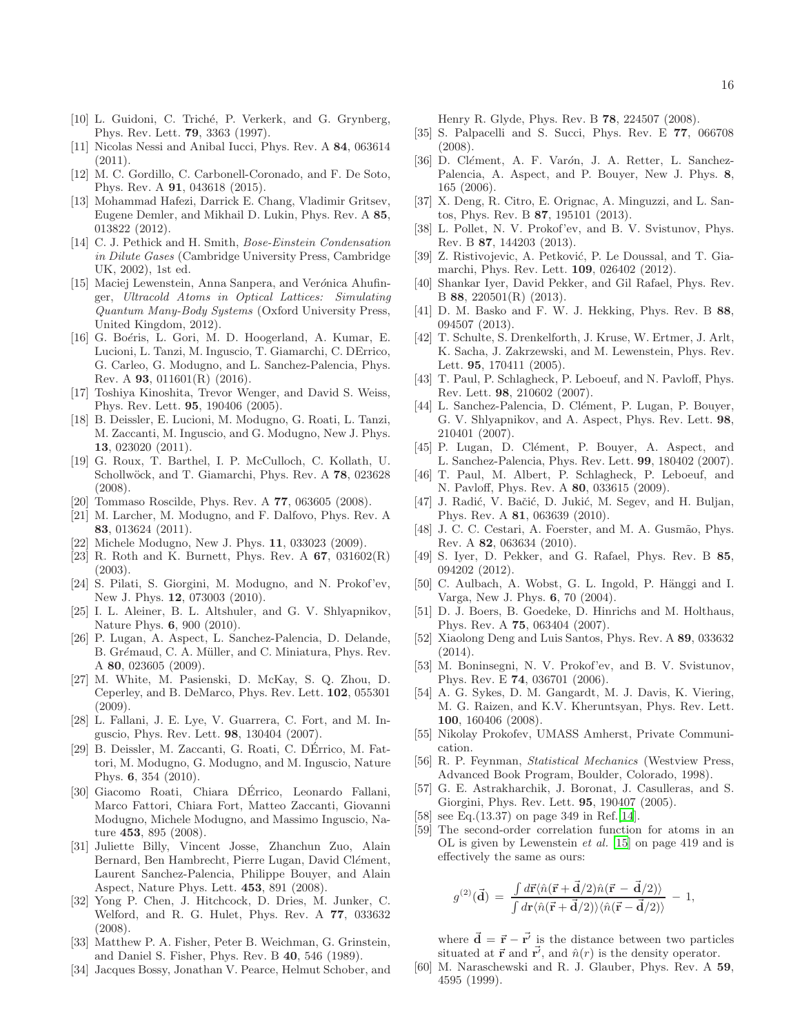[10] L. Guidoni, C. Triché, P. Verkerk, and G. Grynberg, Phys. Rev. Lett. **79**, 3363 (1997).

[11] Nicolas Nessi and Anibal Iucci, Phys. Rev. A **84**, 063614 (2011).

[12] M. C. Gordillo, C. Carbonell-Coronado, and F. De Soto, Phys. Rev. A **91**, 043618 (2015).

[13] Mohammad Hafezi, Darrick E. Chang, Vladimir Gritsev, Eugene Demler, and Mikhail D. Lukin, Phys. Rev. A **85**, 013822 (2012).

[14] C. J. Pethick and H. Smith, *Bose-Einstein Condensation in Dilute Gases* (Cambridge University Press, Cambridge UK, 2002), 1st ed.

[15] Maciej Lewenstein, Anna Sanpera, and Verónica Ahufinger, *Ultracold Atoms in Optical Lattices: Simulating Quantum Many-Body Systems* (Oxford University Press, United Kingdom, 2012).

[16] G. Boéris, L. Gori, M. D. Hoogerland, A. Kumar, E. Lucioni, L. Tanzi, M. Inguscio, T. Giamarchi, C. DErrico, G. Carleo, G. Modugno, and L. Sanchez-Palencia, Phys. Rev. A **93**, 011601(R) (2016).

[17] Toshiya Kinoshita, Trevor Wenger, and David S. Weiss, Phys. Rev. Lett. **95**, 190406 (2005).

[18] B. Deissler, E. Lucioni, M. Modugno, G. Roati, L. Tanzi, M. Zaccanti, M. Inguscio, and G. Modugno, New J. Phys. **13**, 023020 (2011).

[19] G. Roux, T. Barthel, I. P. McCulloch, C. Kollath, U. Schollwöck, and T. Giamarchi, Phys. Rev. A **78**, 023628 (2008).

[20] Tommaso Roscilde, Phys. Rev. A **77**, 063605 (2008).

[21] M. Larcher, M. Modugno, and F. Dalfovo, Phys. Rev. A **83**, 013624 (2011).

[22] Michele Modugno, New J. Phys. **11**, 033023 (2009).

[23] R. Roth and K. Burnett, Phys. Rev. A **67**, 031602(R) (2003).

[24] S. Pilati, S. Giorgini, M. Modugno, and N. Prokof'ev, New J. Phys. **12**, 073003 (2010).

[25] I. L. Aleiner, B. L. Altshuler, and G. V. Shlyapnikov, Nature Phys. **6**, 900 (2010).

[26] P. Lugan, A. Aspect, L. Sanchez-Palencia, D. Delande, B. Grémaud, C. A. Müller, and C. Miniatura, Phys. Rev. A **80**, 023605 (2009).

[27] M. White, M. Pasienski, D. McKay, S. Q. Zhou, D. Ceperley, and B. DeMarco, Phys. Rev. Lett. **102**, 055301 (2009).

[28] L. Fallani, J. E. Lye, V. Guarrera, C. Fort, and M. Inguscio, Phys. Rev. Lett. **98**, 130404 (2007).

[29] B. Deissler, M. Zaccanti, G. Roati, C. DÉrrico, M. Fattori, M. Modugno, G. Modugno, and M. Inguscio, Nature Phys. **6**, 354 (2010).

[30] Giacomo Roati, Chiara DÉrrico, Leonardo Fallani, Marco Fattori, Chiara Fort, Matteo Zaccanti, Giovanni Modugno, Michele Modugno, and Massimo Inguscio, Nature **453**, 895 (2008).

[31] Juliette Billy, Vincent Josse, Zhanchun Zuo, Alain Bernard, Ben Hambrecht, Pierre Lugan, David Clément, Laurent Sanchez-Palencia, Philippe Bouyer, and Alain Aspect, Nature Phys. Lett. **453**, 891 (2008).

[32] Yong P. Chen, J. Hitchcock, D. Dries, M. Junker, C. Welford, and R. G. Hulet, Phys. Rev. A **77**, 033632 (2008).

[33] Matthew P. A. Fisher, Peter B. Weichman, G. Grinstein, and Daniel S. Fisher, Phys. Rev. B **40**, 546 (1989).

[34] Jacques Bossy, Jonathan V. Pearce, Helmut Schober, and Henry R. Glyde, Phys. Rev. B **78**, 224507 (2008).

[35] S. Palpacelli and S. Succi, Phys. Rev. E **77**, 066708 (2008).

[36] D. Clément, A. F. Varón, J. A. Retter, L. Sanchez-Palencia, A. Aspect, and P. Bouyer, New J. Phys. **8**, 165 (2006).

[37] X. Deng, R. Citro, E. Orignac, A. Minguzzi, and L. Santos, Phys. Rev. B **87**, 195101 (2013).

[38] L. Pollet, N. V. Prokof'ev, and B. V. Svistunov, Phys. Rev. B **87**, 144203 (2013).

[39] Z. Ristivojevic, A. Petković, P. Le Doussal, and T. Giamarchi, Phys. Rev. Lett. **109**, 026402 (2012).

[40] Shankar Iyer, David Pekker, and Gil Rafael, Phys. Rev. B **88**, 220501(R) (2013).

[41] D. M. Basko and F. W. J. Hekking, Phys. Rev. B **88**, 094507 (2013).

[42] T. Schulte, S. Drenkelforth, J. Kruse, W. Ertmer, J. Arlt, K. Sacha, J. Zakrzewski, and M. Lewenstein, Phys. Rev. Lett. **95**, 170411 (2005).

[43] T. Paul, P. Schlagheck, P. Leboeuf, and N. Pavloff, Phys. Rev. Lett. **98**, 210602 (2007).

[44] L. Sanchez-Palencia, D. Clément, P. Lugan, P. Bouyer, G. V. Shlyapnikov, and A. Aspect, Phys. Rev. Lett. **98**, 210401 (2007).

[45] P. Lugan, D. Clément, P. Bouyer, A. Aspect, and L. Sanchez-Palencia, Phys. Rev. Lett. **99**, 180402 (2007).

[46] T. Paul, M. Albert, P. Schlagheck, P. Leboeuf, and N. Pavloff, Phys. Rev. A **80**, 033615 (2009).

[47] J. Radić, V. Bačić, D. Jukić, M. Segev, and H. Buljan, Phys. Rev. A **81**, 063639 (2010).

[48] J. C. C. Cestari, A. Foerster, and M. A. Gusmão, Phys. Rev. A **82**, 063634 (2010).

[49] S. Iyer, D. Pekker, and G. Rafael, Phys. Rev. B **85**, 094202 (2012).

[50] C. Aulbach, A. Wobst, G. L. Ingold, P. Hänggi and I. Varga, New J. Phys. **6**, 70 (2004).

[51] D. J. Boers, B. Goedeke, D. Hinrichs and M. Holthaus, Phys. Rev. A **75**, 063404 (2007).

[52] Xiaolong Deng and Luis Santos, Phys. Rev. A **89**, 033632 (2014).

[53] M. Boninsegni, N. V. Prokof'ev, and B. V. Svistunov, Phys. Rev. E **74**, 036701 (2006).

[54] A. G. Sykes, D. M. Gangardt, M. J. Davis, K. Viering, M. G. Raizen, and K.V. Kheruntsyan, Phys. Rev. Lett. **100**, 160406 (2008).

[55] Nikolay Prokofev, UMASS Amherst, Private Communication.

[56] R. P. Feynman, *Statistical Mechanics* (Westview Press, Advanced Book Program, Boulder, Colorado, 1998).

[57] G. E. Astrakharchik, J. Boronat, J. Casulleras, and S. Giorgini, Phys. Rev. Lett. **95**, 190407 (2005).

[58] see Eq.(13.37) on page 349 in Ref.[14].

[59] The second-order correlation function for atoms in an OL is given by Lewenstein *et al.* [15] on page 419 and is effectively the same as ours:

$$g^{(2)}(\vec{\mathbf{d}}) = \frac{\int d\vec{\mathbf{r}} \langle \hat{n}(\vec{\mathbf{r}} + \vec{\mathbf{d}}/2)\hat{n}(\vec{\mathbf{r}} - \vec{\mathbf{d}}/2)\rangle}{\int d\mathbf{r} \langle \hat{n}(\vec{\mathbf{r}} + \vec{\mathbf{d}}/2)\rangle \langle \hat{n}(\vec{\mathbf{r}} - \vec{\mathbf{d}}/2)\rangle} - 1,$$

where $\vec{\mathbf{d}} = \vec{\mathbf{r}} - \vec{\mathbf{r}'}$ is the distance between two particles situated at $\vec{\mathbf{r}}$ and $\vec{\mathbf{r}'}$, and $\hat{n}(r)$ is the density operator.

[60] M. Naraschewski and R. J. Glauber, Phys. Rev. A **59**, 4595 (1999).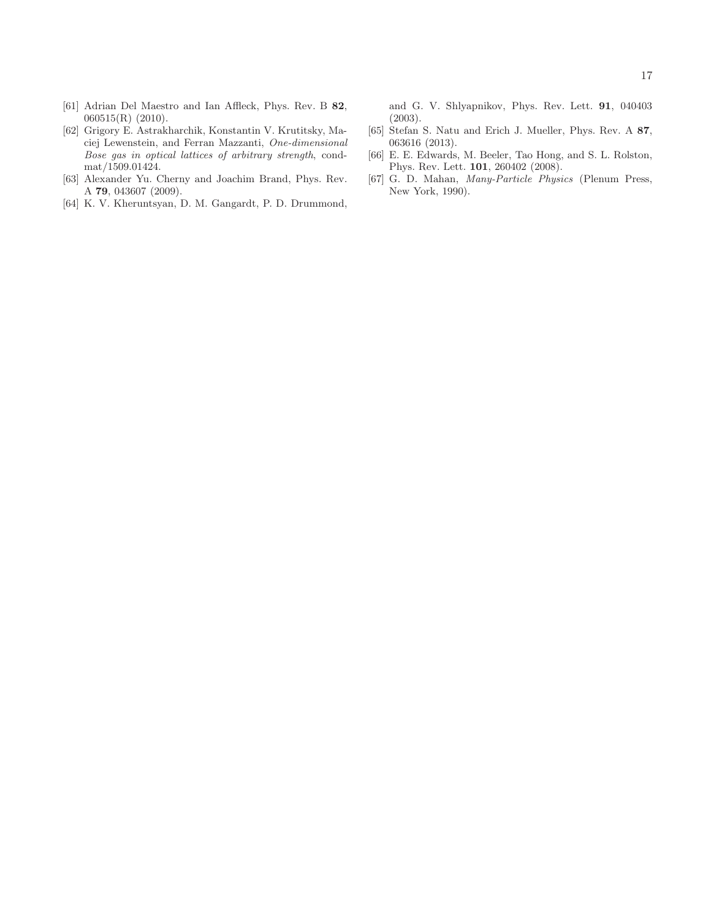[61] Adrian Del Maestro and Ian Affleck, Phys. Rev. B **82**, 060515(R) (2010).

[62] Grigory E. Astrakharchik, Konstantin V. Krutitsky, Maciej Lewenstein, and Ferran Mazzanti, *One-dimensional Bose gas in optical lattices of arbitrary strength*, cond-mat/1509.01424.

[63] Alexander Yu. Cherny and Joachim Brand, Phys. Rev. A **79**, 043607 (2009).

[64] K. V. Kheruntsyan, D. M. Gangardt, P. D. Drummond, and G. V. Shlyapnikov, Phys. Rev. Lett. **91**, 040403 (2003).

[65] Stefan S. Natu and Erich J. Mueller, Phys. Rev. A **87**, 063616 (2013).

[66] E. E. Edwards, M. Beeler, Tao Hong, and S. L. Rolston, Phys. Rev. Lett. **101**, 260402 (2008).

[67] G. D. Mahan, *Many-Particle Physics* (Plenum Press, New York, 1990).